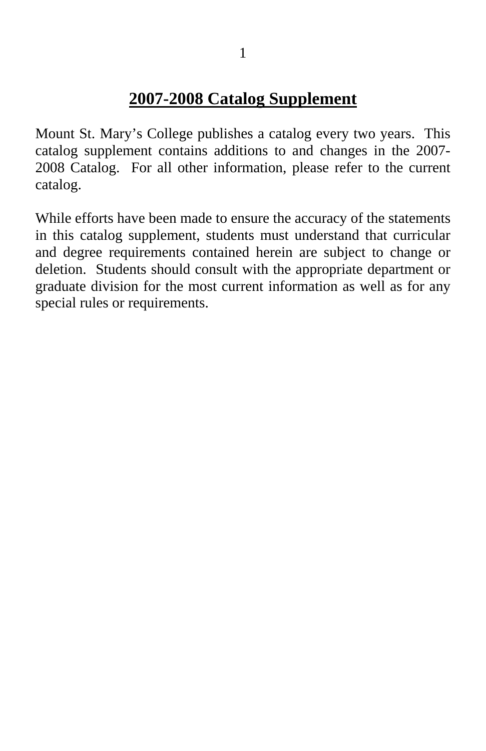# 2007-2008 Catalog Supplement

Mount St. Mary's College publishes a catalog every two years. This catalog supplement contains additions to and changes in the 2007-2008 Catalog. For all other information, please refer to the current catalog.

While efforts have been made to ensure the accuracy of the statements in this catalog supplement, students must understand that curricular and degree requirements contained herein are subject to change or deletion. Students should consult with the appropriate department or graduate division for the most current information as well as for any special rules or requirements.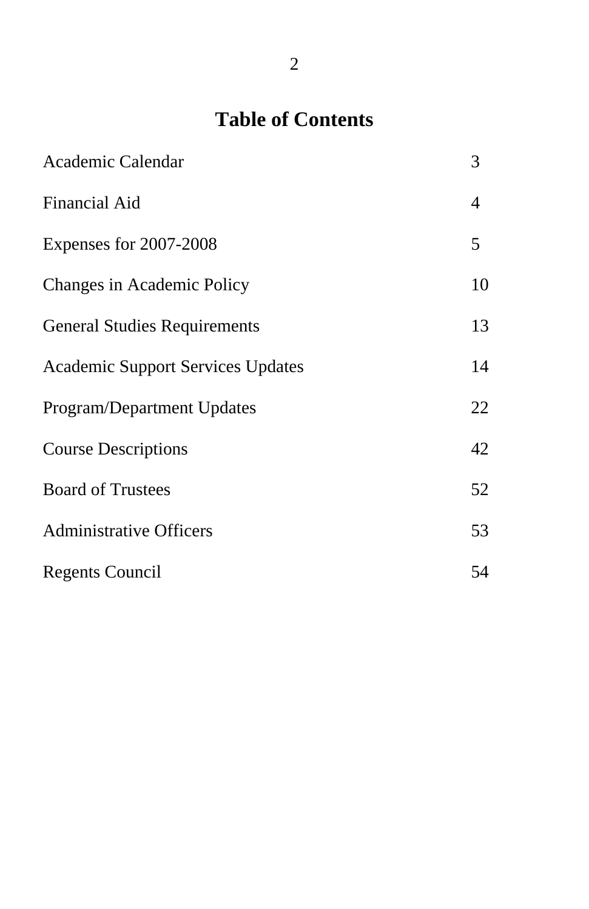# Table of Contents

| | |
|---|---|
| Academic Calendar | 3 |
| Financial Aid | 4 |
| Expenses for 2007-2008 | 5 |
| Changes in Academic Policy | 10 |
| General Studies Requirements | 13 |
| Academic Support Services Updates | 14 |
| Program/Department Updates | 22 |
| Course Descriptions | 42 |
| Board of Trustees | 52 |
| Administrative Officers | 53 |
| Regents Council | 54 |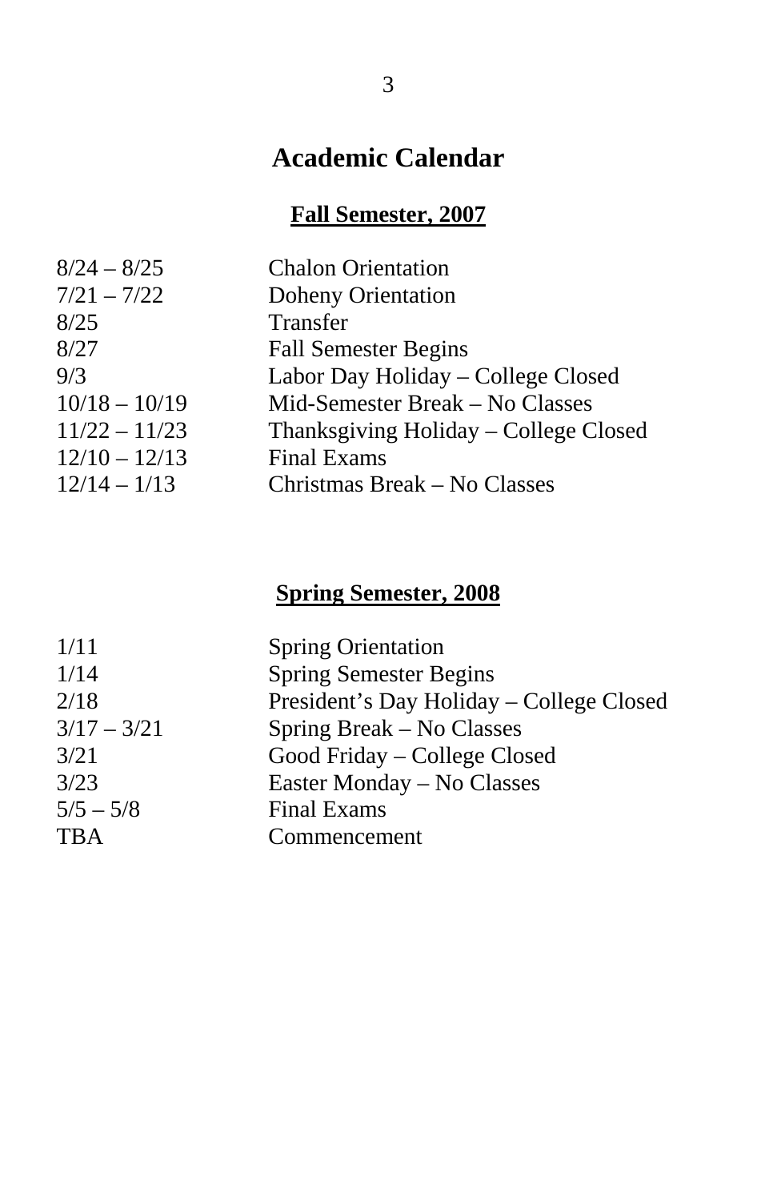# Academic Calendar

## Fall Semester, 2007

| | |
|---|---|
| 8/24 – 8/25 | Chalon Orientation |
| 7/21 – 7/22 | Doheny Orientation |
| 8/25 | Transfer |
| 8/27 | Fall Semester Begins |
| 9/3 | Labor Day Holiday – College Closed |
| 10/18 – 10/19 | Mid-Semester Break – No Classes |
| 11/22 – 11/23 | Thanksgiving Holiday – College Closed |
| 12/10 – 12/13 | Final Exams |
| 12/14 – 1/13 | Christmas Break – No Classes |

## Spring Semester, 2008

| | |
|---|---|
| 1/11 | Spring Orientation |
| 1/14 | Spring Semester Begins |
| 2/18 | President's Day Holiday – College Closed |
| 3/17 – 3/21 | Spring Break – No Classes |
| 3/21 | Good Friday – College Closed |
| 3/23 | Easter Monday – No Classes |
| 5/5 – 5/8 | Final Exams |
| TBA | Commencement |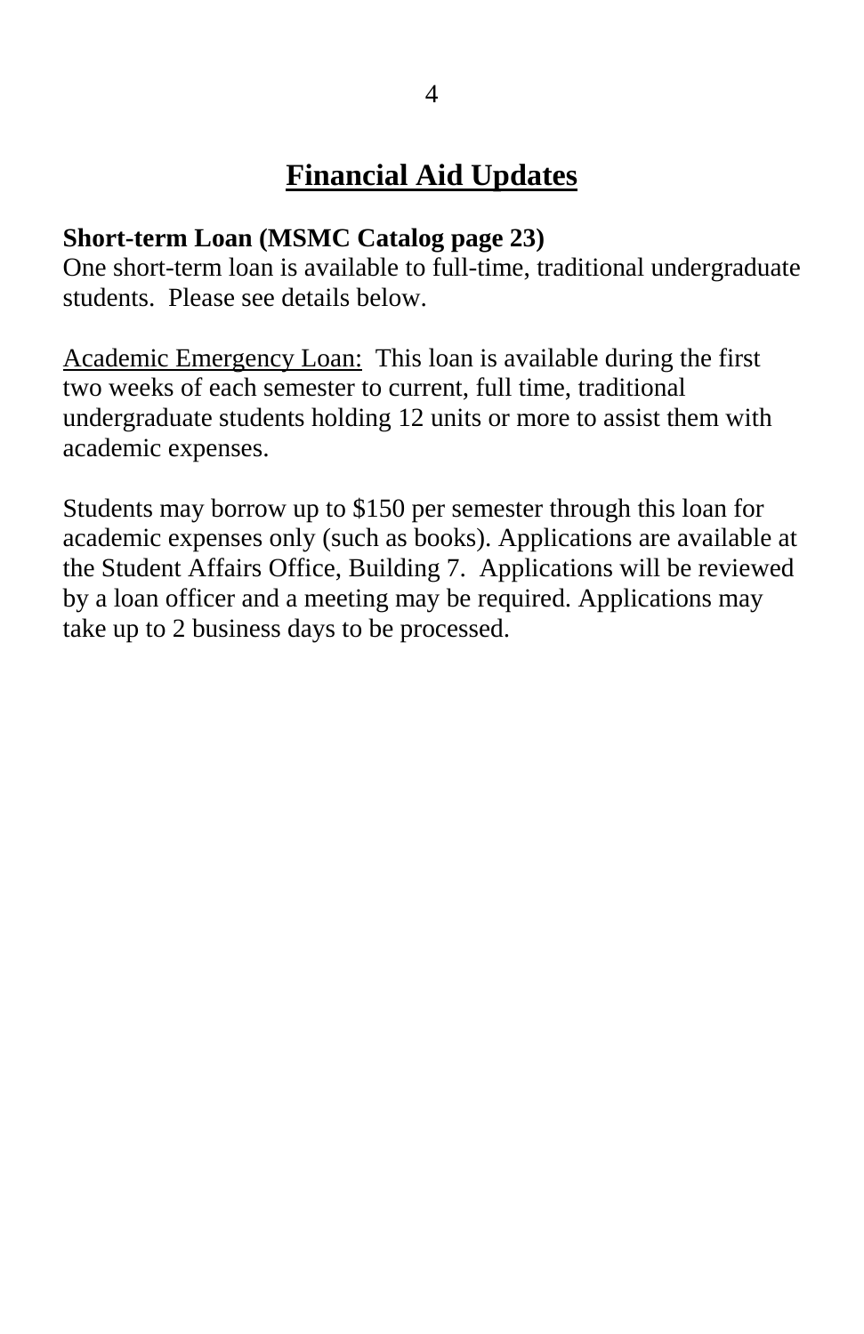# Financial Aid Updates

**Short-term Loan (MSMC Catalog page 23)**
One short-term loan is available to full-time, traditional undergraduate students. Please see details below.

<u>Academic Emergency Loan:</u> This loan is available during the first two weeks of each semester to current, full time, traditional undergraduate students holding 12 units or more to assist them with academic expenses.

Students may borrow up to $150 per semester through this loan for academic expenses only (such as books). Applications are available at the Student Affairs Office, Building 7. Applications will be reviewed by a loan officer and a meeting may be required. Applications may take up to 2 business days to be processed.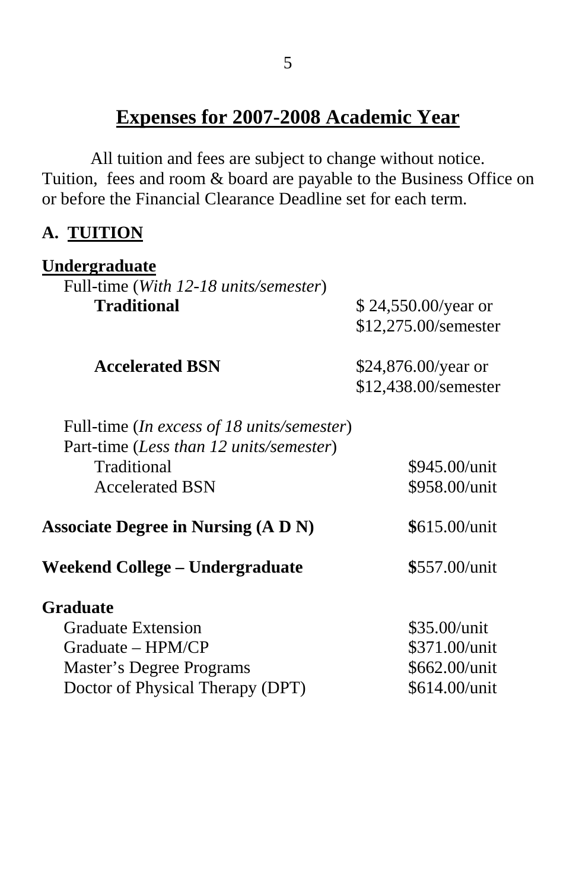# Expenses for 2007-2008 Academic Year

All tuition and fees are subject to change without notice. Tuition, fees and room & board are payable to the Business Office on or before the Financial Clearance Deadline set for each term.

## A. TUITION

### Undergraduate

Full-time (*With 12-18 units/semester*)

| | |
|---|---|
| **Traditional** | $ 24,550.00/year or $12,275.00/semester |
| **Accelerated BSN** | $24,876.00/year or $12,438.00/semester |

Full-time (*In excess of 18 units/semester*)
Part-time (*Less than 12 units/semester*)

| | |
|---|---|
| Traditional | $945.00/unit |
| Accelerated BSN | $958.00/unit |

| | |
|---|---|
| **Associate Degree in Nursing (A D N)** | **$**615.00/unit |
| **Weekend College – Undergraduate** | **$**557.00/unit |

### Graduate

| | |
|---|---|
| Graduate Extension | $35.00/unit |
| Graduate – HPM/CP | $371.00/unit |
| Master's Degree Programs | $662.00/unit |
| Doctor of Physical Therapy (DPT) | $614.00/unit |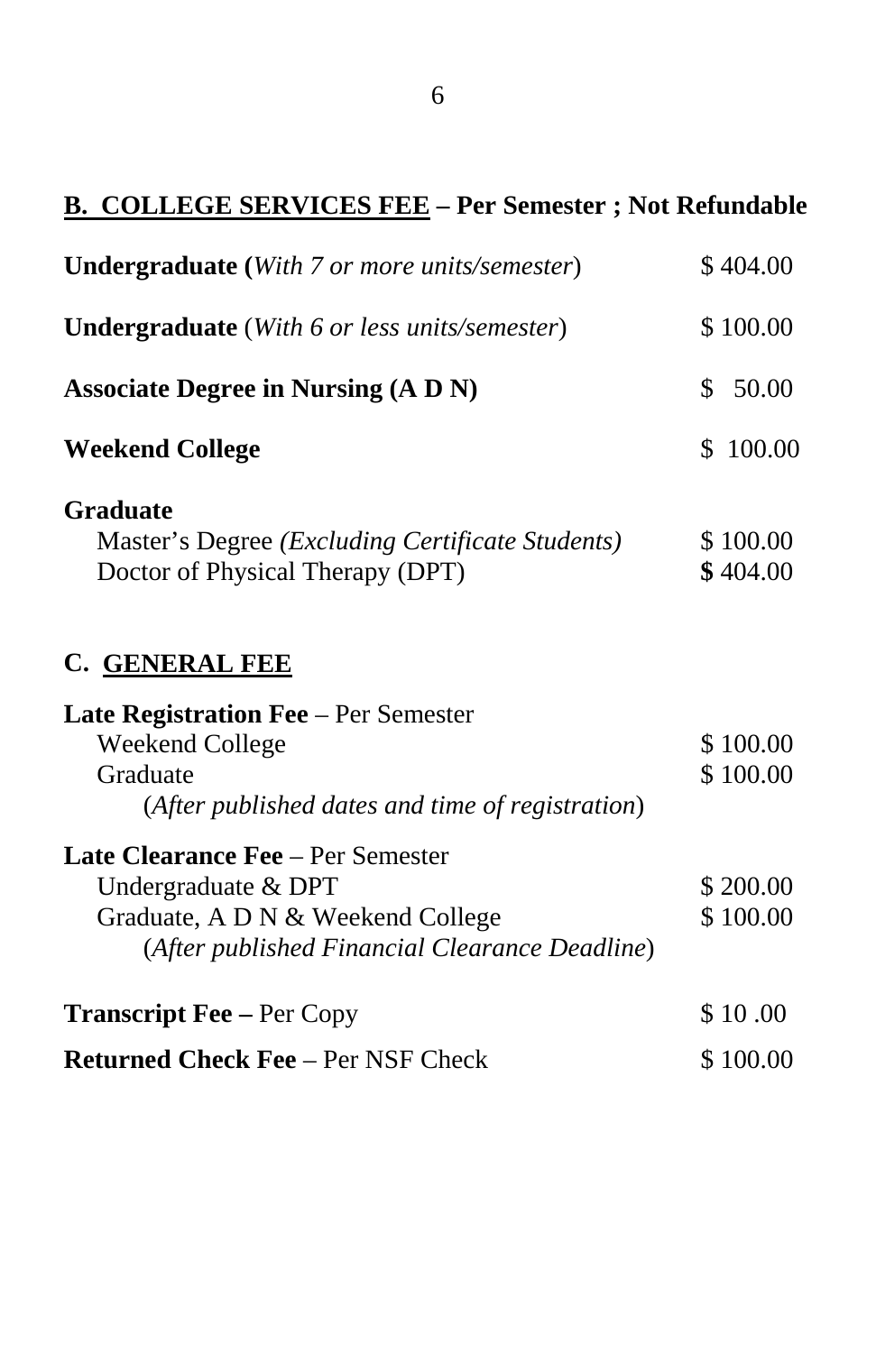## B. COLLEGE SERVICES FEE – Per Semester ; Not Refundable

| | |
|---|---|
| **Undergraduate (***With 7 or more units/semester*) | $ 404.00 |
| **Undergraduate** (*With 6 or less units/semester*) | $ 100.00 |
| **Associate Degree in Nursing (A D N)** | $ 50.00 |
| **Weekend College** | $ 100.00 |
| **Graduate** | |
| Master's Degree *(Excluding Certificate Students)* | $ 100.00 |
| Doctor of Physical Therapy (DPT) | **$** 404.00 |

## C. GENERAL FEE

| | |
|---|---|
| **Late Registration Fee** – Per Semester | |
| Weekend College | $ 100.00 |
| Graduate | $ 100.00 |
| (*After published dates and time of registration*) | |
| **Late Clearance Fee** – Per Semester | |
| Undergraduate & DPT | $ 200.00 |
| Graduate, A D N & Weekend College | $ 100.00 |
| (*After published Financial Clearance Deadline*) | |
| **Transcript Fee –** Per Copy | $ 10 .00 |
| **Returned Check Fee** – Per NSF Check | $ 100.00 |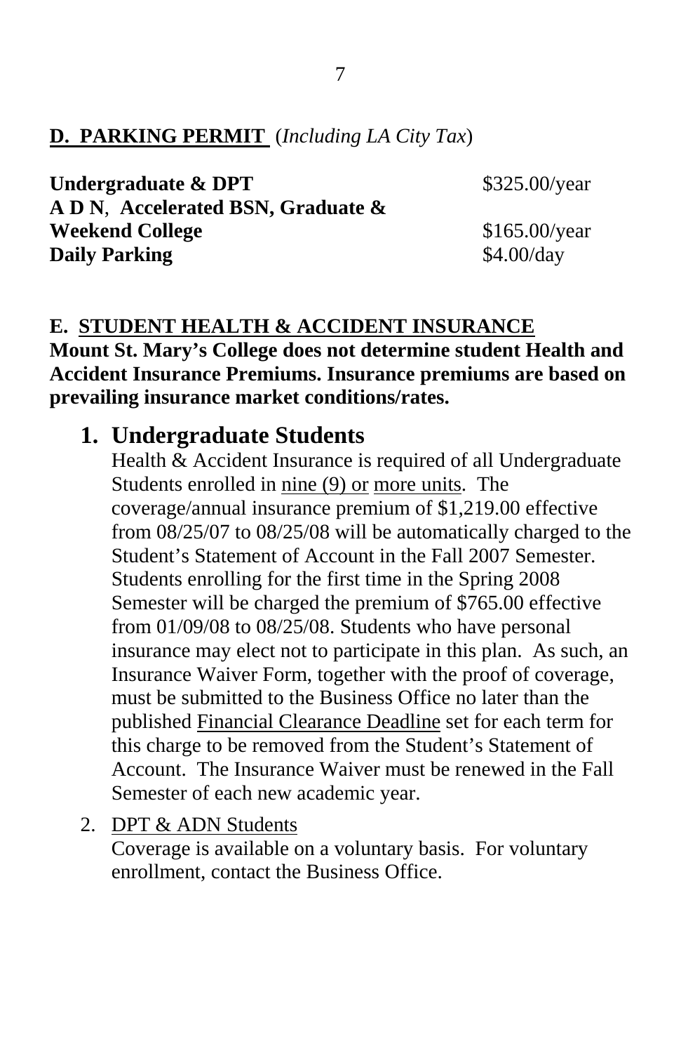## D. PARKING PERMIT (*Including LA City Tax*)

| | |
|---|---|
| **Undergraduate & DPT** | $325.00/year |
| **A D N, Accelerated BSN, Graduate & Weekend College** | $165.00/year |
| **Daily Parking** | $4.00/day |

## E. STUDENT HEALTH & ACCIDENT INSURANCE

**Mount St. Mary's College does not determine student Health and Accident Insurance Premiums. Insurance premiums are based on prevailing insurance market conditions/rates.**

### 1. Undergraduate Students

Health & Accident Insurance is required of all Undergraduate Students enrolled in nine (9) or more units. The coverage/annual insurance premium of $1,219.00 effective from 08/25/07 to 08/25/08 will be automatically charged to the Student's Statement of Account in the Fall 2007 Semester. Students enrolling for the first time in the Spring 2008 Semester will be charged the premium of $765.00 effective from 01/09/08 to 08/25/08. Students who have personal insurance may elect not to participate in this plan. As such, an Insurance Waiver Form, together with the proof of coverage, must be submitted to the Business Office no later than the published Financial Clearance Deadline set for each term for this charge to be removed from the Student's Statement of Account. The Insurance Waiver must be renewed in the Fall Semester of each new academic year.

2. DPT & ADN Students

Coverage is available on a voluntary basis. For voluntary enrollment, contact the Business Office.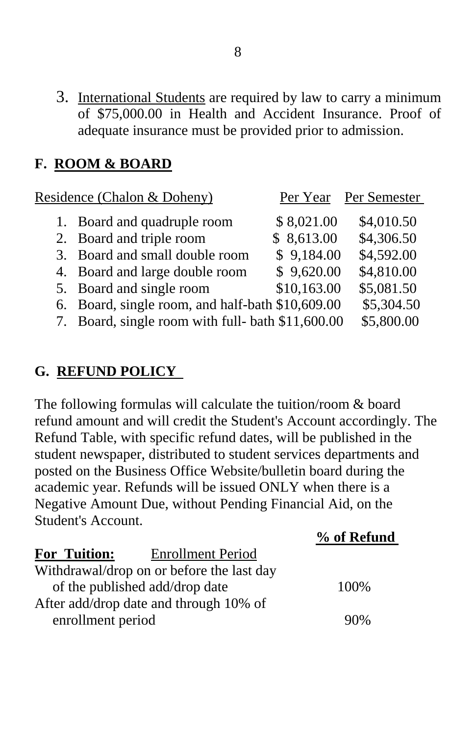3. International Students are required by law to carry a minimum of $75,000.00 in Health and Accident Insurance. Proof of adequate insurance must be provided prior to admission.

## F. ROOM & BOARD

| Residence (Chalon & Doheny) | Per Year | Per Semester |
|---|---|---|
| 1. Board and quadruple room | $ 8,021.00 | $4,010.50 |
| 2. Board and triple room | $ 8,613.00 | $4,306.50 |
| 3. Board and small double room | $ 9,184.00 | $4,592.00 |
| 4. Board and large double room | $ 9,620.00 | $4,810.00 |
| 5. Board and single room | $10,163.00 | $5,081.50 |
| 6. Board, single room, and half-bath | $10,609.00 | $5,304.50 |
| 7. Board, single room with full- bath | $11,600.00 | $5,800.00 |

## G. REFUND POLICY

The following formulas will calculate the tuition/room & board refund amount and will credit the Student's Account accordingly. The Refund Table, with specific refund dates, will be published in the student newspaper, distributed to student services departments and posted on the Business Office Website/bulletin board during the academic year. Refunds will be issued ONLY when there is a Negative Amount Due, without Pending Financial Aid, on the Student's Account.

| **For Tuition:** Enrollment Period | **% of Refund** |
|---|---|
| Withdrawal/drop on or before the last day of the published add/drop date | 100% |
| After add/drop date and through 10% of enrollment period | 90% |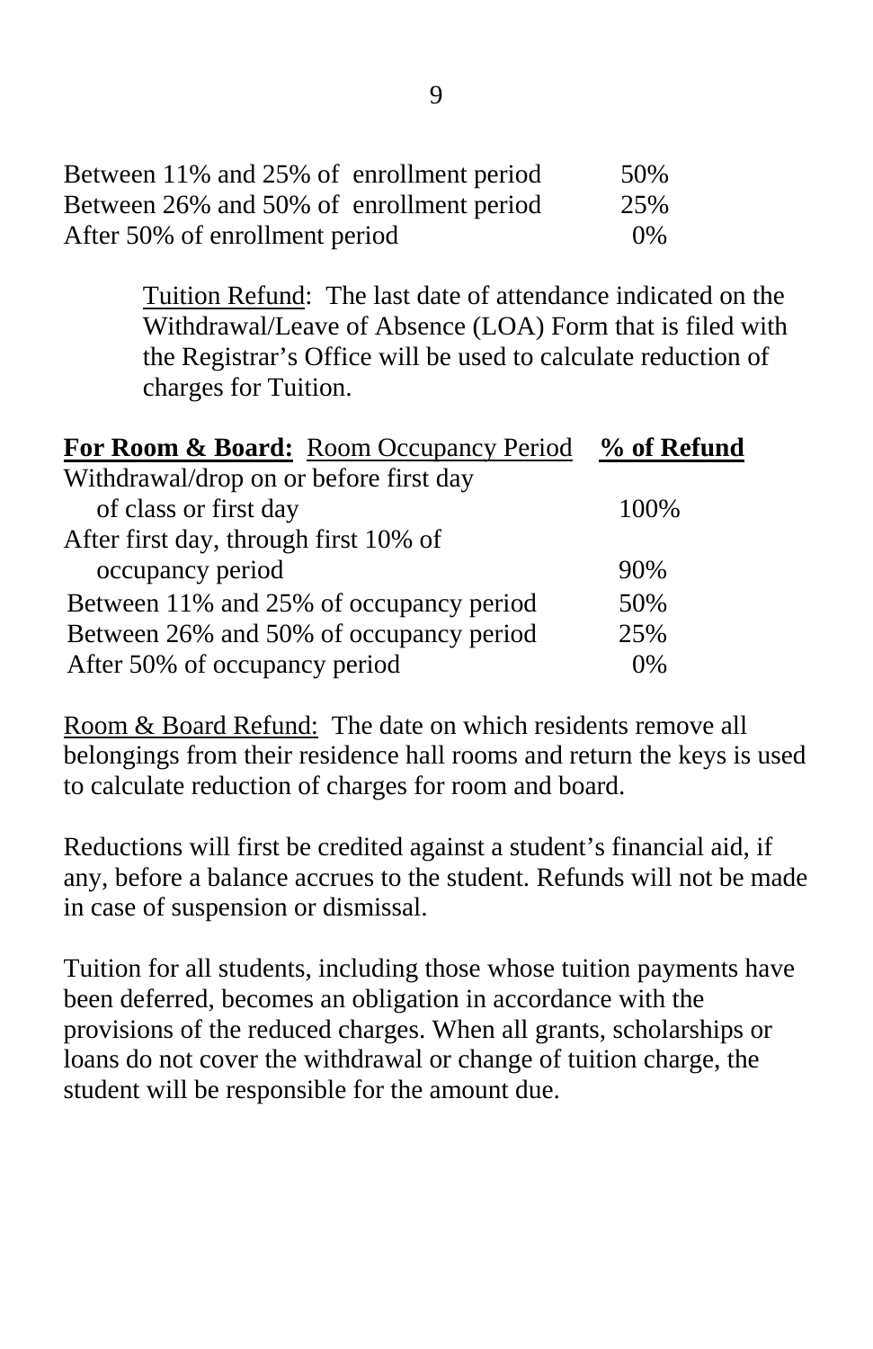| | |
|---|---|
| Between 11% and 25% of enrollment period | 50% |
| Between 26% and 50% of enrollment period | 25% |
| After 50% of enrollment period | 0% |

Tuition Refund: The last date of attendance indicated on the Withdrawal/Leave of Absence (LOA) Form that is filed with the Registrar's Office will be used to calculate reduction of charges for Tuition.

| **For Room & Board:** Room Occupancy Period | **% of Refund** |
|---|---|
| Withdrawal/drop on or before first day of class or first day | 100% |
| After first day, through first 10% of occupancy period | 90% |
| Between 11% and 25% of occupancy period | 50% |
| Between 26% and 50% of occupancy period | 25% |
| After 50% of occupancy period | 0% |

Room & Board Refund: The date on which residents remove all belongings from their residence hall rooms and return the keys is used to calculate reduction of charges for room and board.

Reductions will first be credited against a student's financial aid, if any, before a balance accrues to the student. Refunds will not be made in case of suspension or dismissal.

Tuition for all students, including those whose tuition payments have been deferred, becomes an obligation in accordance with the provisions of the reduced charges. When all grants, scholarships or loans do not cover the withdrawal or change of tuition charge, the student will be responsible for the amount due.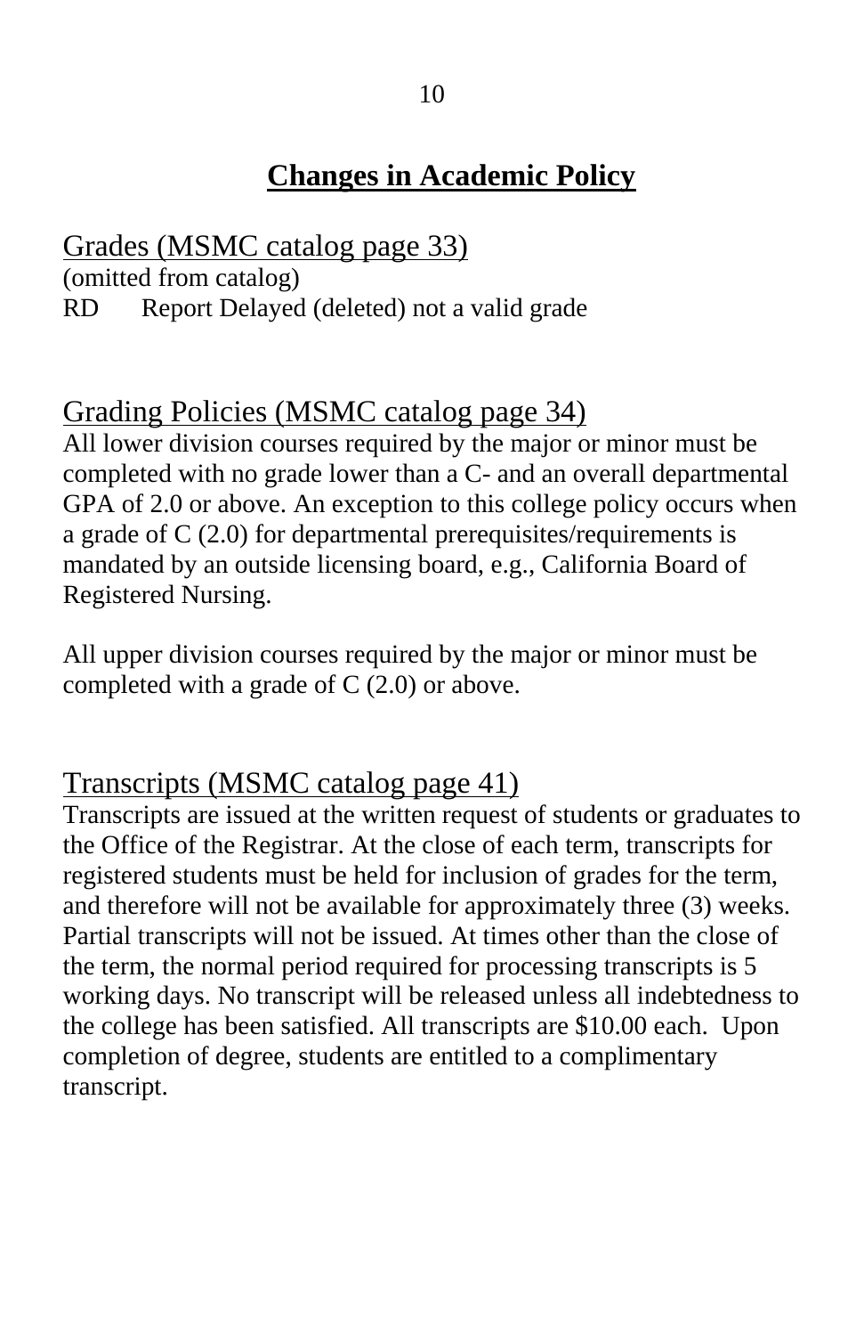# Changes in Academic Policy

## Grades (MSMC catalog page 33)

(omitted from catalog)

RD Report Delayed (deleted) not a valid grade

## Grading Policies (MSMC catalog page 34)

All lower division courses required by the major or minor must be completed with no grade lower than a C- and an overall departmental GPA of 2.0 or above. An exception to this college policy occurs when a grade of C (2.0) for departmental prerequisites/requirements is mandated by an outside licensing board, e.g., California Board of Registered Nursing.

All upper division courses required by the major or minor must be completed with a grade of C (2.0) or above.

## Transcripts (MSMC catalog page 41)

Transcripts are issued at the written request of students or graduates to the Office of the Registrar. At the close of each term, transcripts for registered students must be held for inclusion of grades for the term, and therefore will not be available for approximately three (3) weeks. Partial transcripts will not be issued. At times other than the close of the term, the normal period required for processing transcripts is 5 working days. No transcript will be released unless all indebtedness to the college has been satisfied. All transcripts are $10.00 each. Upon completion of degree, students are entitled to a complimentary transcript.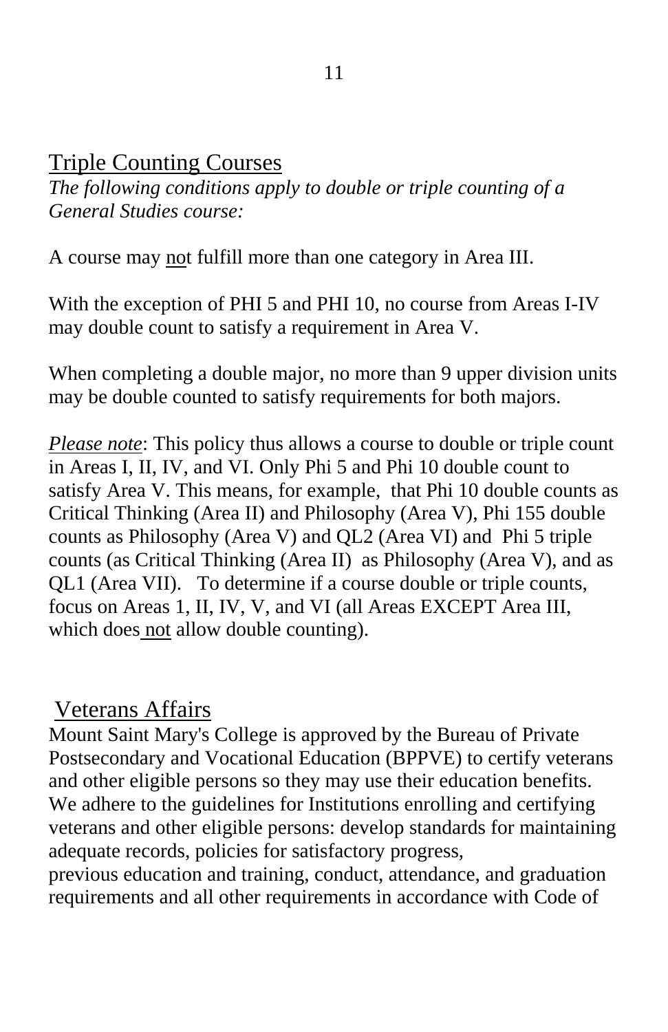## Triple Counting Courses

*The following conditions apply to double or triple counting of a General Studies course:*

A course may not fulfill more than one category in Area III.

With the exception of PHI 5 and PHI 10, no course from Areas I-IV may double count to satisfy a requirement in Area V.

When completing a double major, no more than 9 upper division units may be double counted to satisfy requirements for both majors.

*Please note*: This policy thus allows a course to double or triple count in Areas I, II, IV, and VI. Only Phi 5 and Phi 10 double count to satisfy Area V. This means, for example, that Phi 10 double counts as Critical Thinking (Area II) and Philosophy (Area V), Phi 155 double counts as Philosophy (Area V) and QL2 (Area VI) and Phi 5 triple counts (as Critical Thinking (Area II) as Philosophy (Area V), and as QL1 (Area VII). To determine if a course double or triple counts, focus on Areas 1, II, IV, V, and VI (all Areas EXCEPT Area III, which does not allow double counting).

## Veterans Affairs

Mount Saint Mary's College is approved by the Bureau of Private Postsecondary and Vocational Education (BPPVE) to certify veterans and other eligible persons so they may use their education benefits. We adhere to the guidelines for Institutions enrolling and certifying veterans and other eligible persons: develop standards for maintaining adequate records, policies for satisfactory progress, previous education and training, conduct, attendance, and graduation requirements and all other requirements in accordance with Code of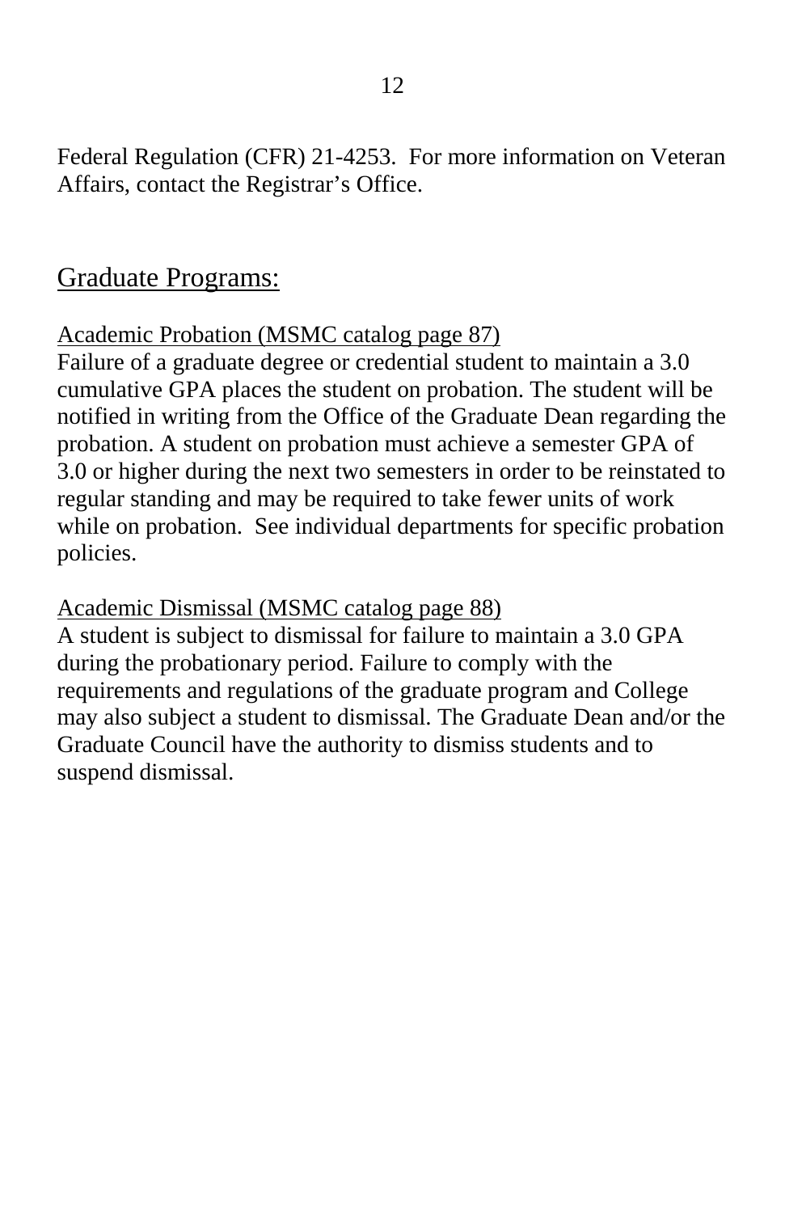Federal Regulation (CFR) 21-4253. For more information on Veteran Affairs, contact the Registrar's Office.

## Graduate Programs:

### Academic Probation (MSMC catalog page 87)

Failure of a graduate degree or credential student to maintain a 3.0 cumulative GPA places the student on probation. The student will be notified in writing from the Office of the Graduate Dean regarding the probation. A student on probation must achieve a semester GPA of 3.0 or higher during the next two semesters in order to be reinstated to regular standing and may be required to take fewer units of work while on probation. See individual departments for specific probation policies.

### Academic Dismissal (MSMC catalog page 88)

A student is subject to dismissal for failure to maintain a 3.0 GPA during the probationary period. Failure to comply with the requirements and regulations of the graduate program and College may also subject a student to dismissal. The Graduate Dean and/or the Graduate Council have the authority to dismiss students and to suspend dismissal.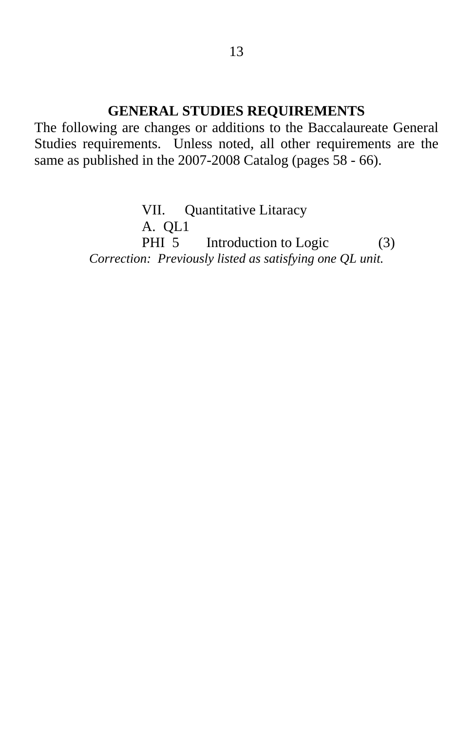## GENERAL STUDIES REQUIREMENTS

The following are changes or additions to the Baccalaureate General Studies requirements. Unless noted, all other requirements are the same as published in the 2007-2008 Catalog (pages 58 - 66).

VII. Quantitative Litaracy

A. QL1

PHI 5 Introduction to Logic (3)

*Correction: Previously listed as satisfying one QL unit.*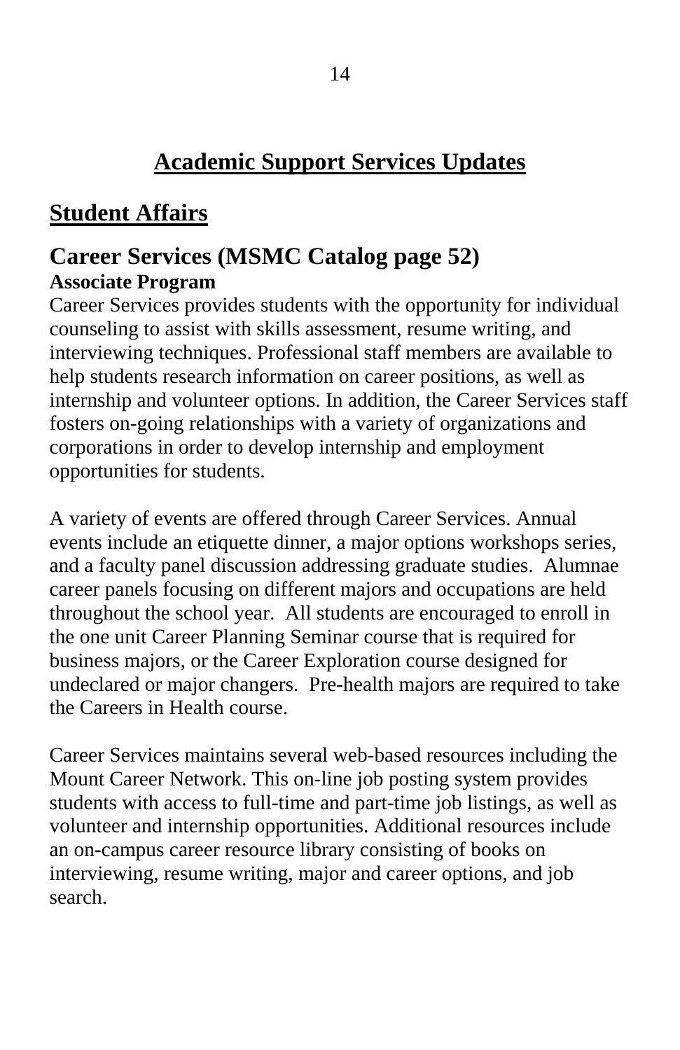# Academic Support Services Updates

## Student Affairs

### Career Services (MSMC Catalog page 52)

**Associate Program**

Career Services provides students with the opportunity for individual counseling to assist with skills assessment, resume writing, and interviewing techniques. Professional staff members are available to help students research information on career positions, as well as internship and volunteer options. In addition, the Career Services staff fosters on-going relationships with a variety of organizations and corporations in order to develop internship and employment opportunities for students.

A variety of events are offered through Career Services. Annual events include an etiquette dinner, a major options workshops series, and a faculty panel discussion addressing graduate studies. Alumnae career panels focusing on different majors and occupations are held throughout the school year. All students are encouraged to enroll in the one unit Career Planning Seminar course that is required for business majors, or the Career Exploration course designed for undeclared or major changers. Pre-health majors are required to take the Careers in Health course.

Career Services maintains several web-based resources including the Mount Career Network. This on-line job posting system provides students with access to full-time and part-time job listings, as well as volunteer and internship opportunities. Additional resources include an on-campus career resource library consisting of books on interviewing, resume writing, major and career options, and job search.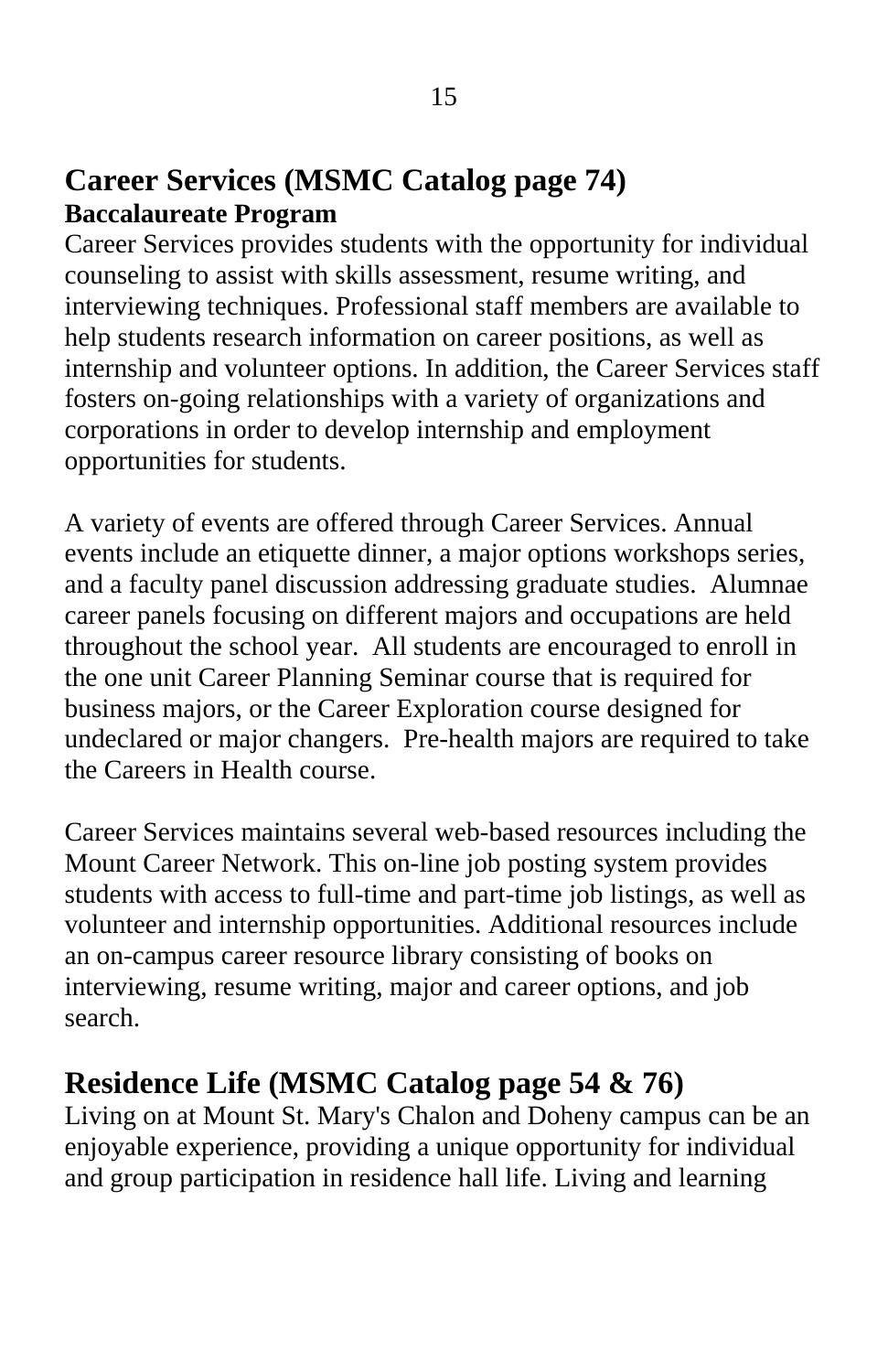## Career Services (MSMC Catalog page 74)

### Baccalaureate Program

Career Services provides students with the opportunity for individual counseling to assist with skills assessment, resume writing, and interviewing techniques. Professional staff members are available to help students research information on career positions, as well as internship and volunteer options. In addition, the Career Services staff fosters on-going relationships with a variety of organizations and corporations in order to develop internship and employment opportunities for students.

A variety of events are offered through Career Services. Annual events include an etiquette dinner, a major options workshops series, and a faculty panel discussion addressing graduate studies. Alumnae career panels focusing on different majors and occupations are held throughout the school year. All students are encouraged to enroll in the one unit Career Planning Seminar course that is required for business majors, or the Career Exploration course designed for undeclared or major changers. Pre-health majors are required to take the Careers in Health course.

Career Services maintains several web-based resources including the Mount Career Network. This on-line job posting system provides students with access to full-time and part-time job listings, as well as volunteer and internship opportunities. Additional resources include an on-campus career resource library consisting of books on interviewing, resume writing, major and career options, and job search.

## Residence Life (MSMC Catalog page 54 & 76)

Living on at Mount St. Mary's Chalon and Doheny campus can be an enjoyable experience, providing a unique opportunity for individual and group participation in residence hall life. Living and learning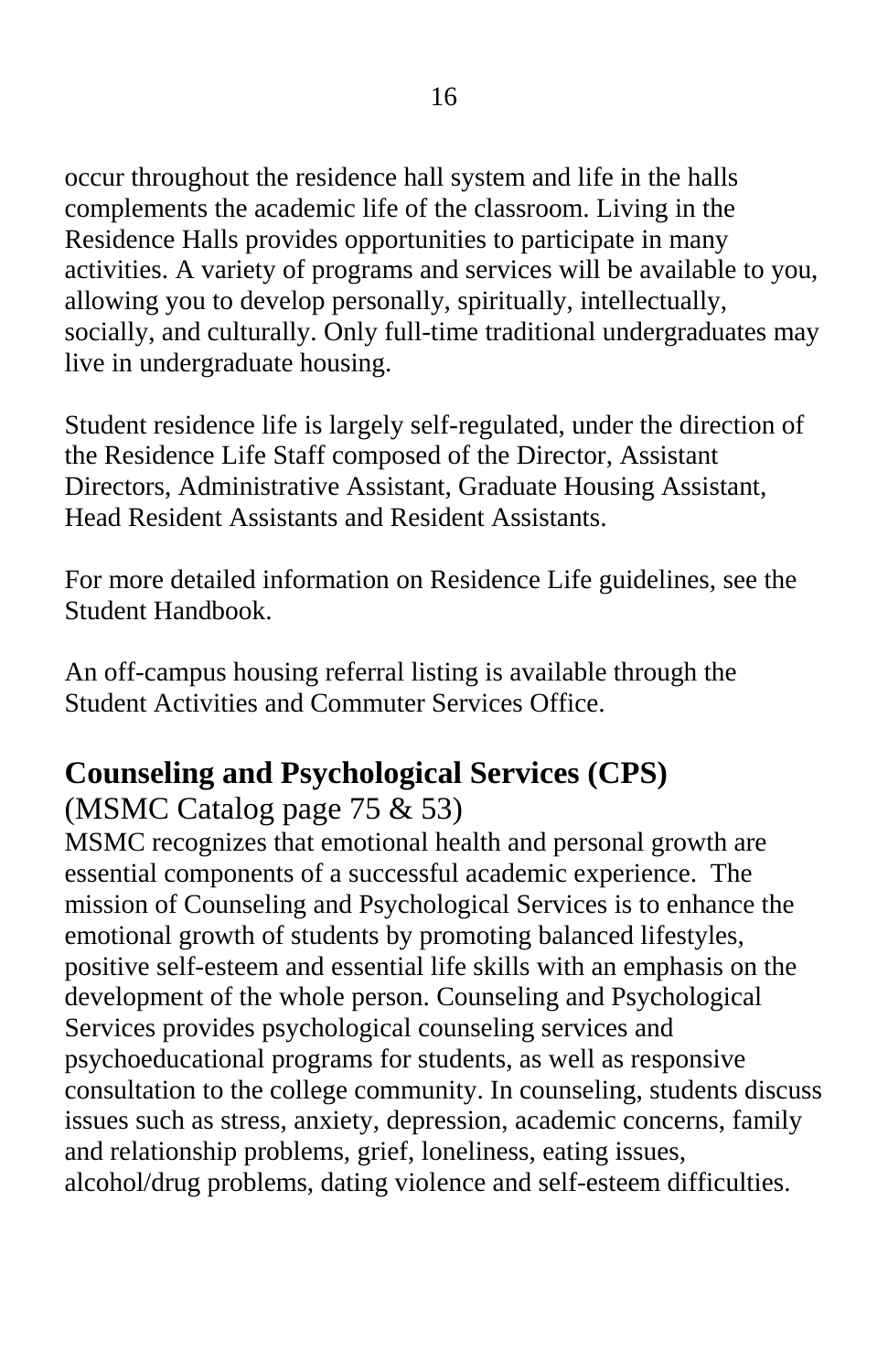occur throughout the residence hall system and life in the halls complements the academic life of the classroom. Living in the Residence Halls provides opportunities to participate in many activities. A variety of programs and services will be available to you, allowing you to develop personally, spiritually, intellectually, socially, and culturally. Only full-time traditional undergraduates may live in undergraduate housing.

Student residence life is largely self-regulated, under the direction of the Residence Life Staff composed of the Director, Assistant Directors, Administrative Assistant, Graduate Housing Assistant, Head Resident Assistants and Resident Assistants.

For more detailed information on Residence Life guidelines, see the Student Handbook.

An off-campus housing referral listing is available through the Student Activities and Commuter Services Office.

## Counseling and Psychological Services (CPS)

(MSMC Catalog page 75 & 53)

MSMC recognizes that emotional health and personal growth are essential components of a successful academic experience. The mission of Counseling and Psychological Services is to enhance the emotional growth of students by promoting balanced lifestyles, positive self-esteem and essential life skills with an emphasis on the development of the whole person. Counseling and Psychological Services provides psychological counseling services and psychoeducational programs for students, as well as responsive consultation to the college community. In counseling, students discuss issues such as stress, anxiety, depression, academic concerns, family and relationship problems, grief, loneliness, eating issues, alcohol/drug problems, dating violence and self-esteem difficulties.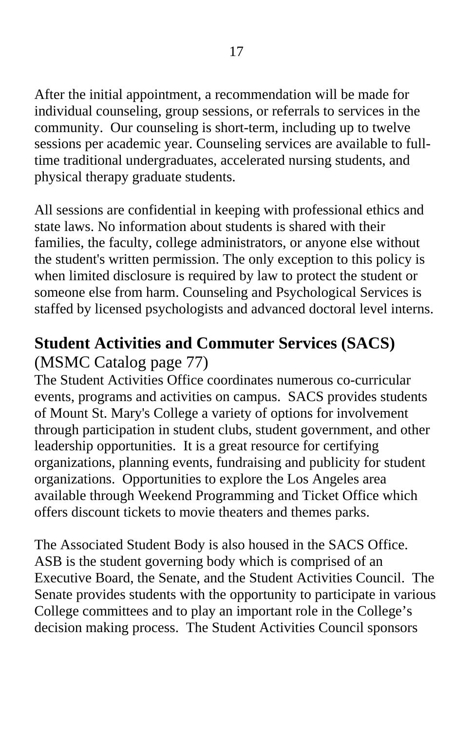After the initial appointment, a recommendation will be made for individual counseling, group sessions, or referrals to services in the community. Our counseling is short-term, including up to twelve sessions per academic year. Counseling services are available to full-time traditional undergraduates, accelerated nursing students, and physical therapy graduate students.

All sessions are confidential in keeping with professional ethics and state laws. No information about students is shared with their families, the faculty, college administrators, or anyone else without the student's written permission. The only exception to this policy is when limited disclosure is required by law to protect the student or someone else from harm. Counseling and Psychological Services is staffed by licensed psychologists and advanced doctoral level interns.

## Student Activities and Commuter Services (SACS)

(MSMC Catalog page 77)

The Student Activities Office coordinates numerous co-curricular events, programs and activities on campus. SACS provides students of Mount St. Mary's College a variety of options for involvement through participation in student clubs, student government, and other leadership opportunities. It is a great resource for certifying organizations, planning events, fundraising and publicity for student organizations. Opportunities to explore the Los Angeles area available through Weekend Programming and Ticket Office which offers discount tickets to movie theaters and themes parks.

The Associated Student Body is also housed in the SACS Office. ASB is the student governing body which is comprised of an Executive Board, the Senate, and the Student Activities Council. The Senate provides students with the opportunity to participate in various College committees and to play an important role in the College's decision making process. The Student Activities Council sponsors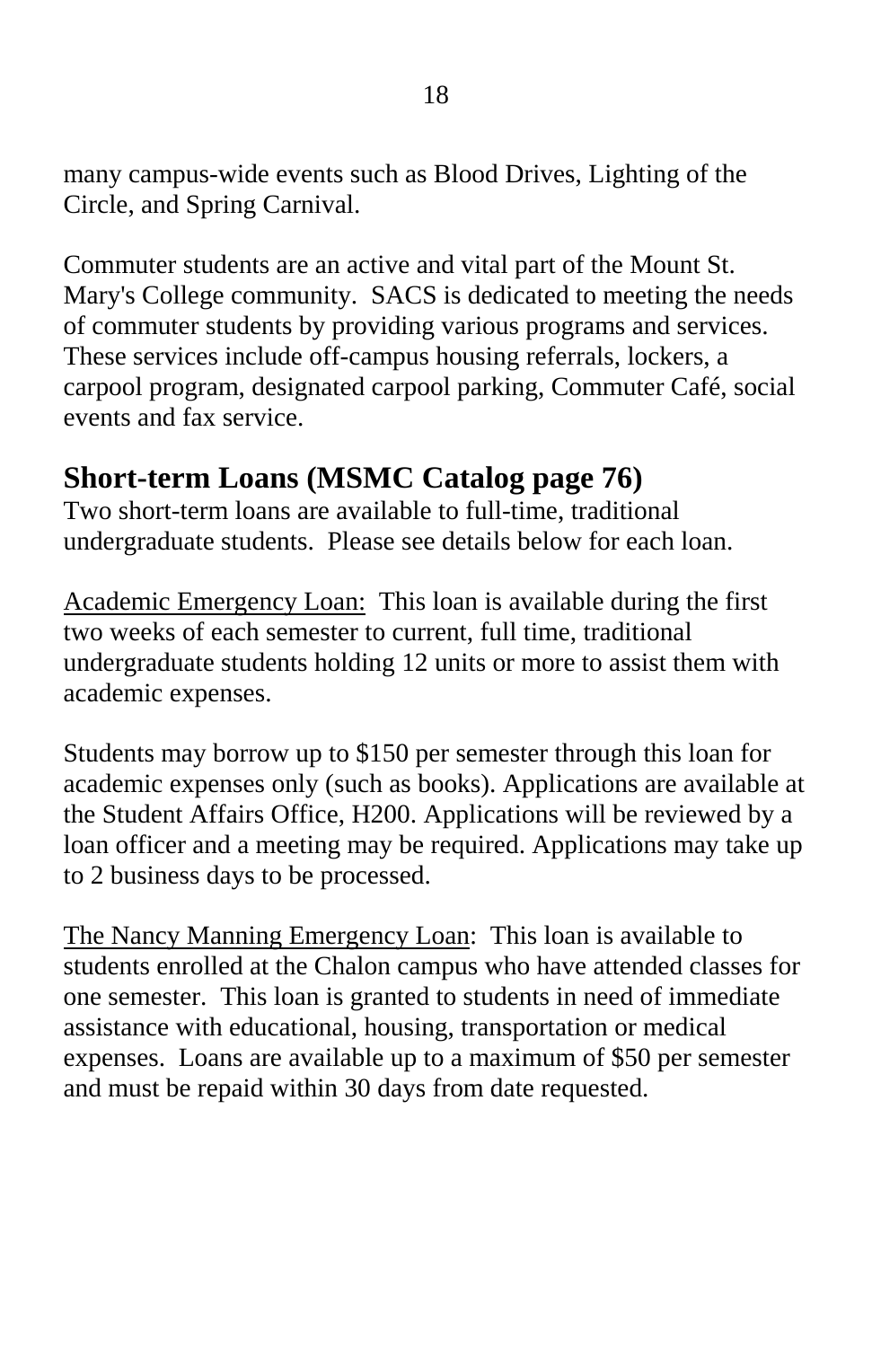many campus-wide events such as Blood Drives, Lighting of the Circle, and Spring Carnival.

Commuter students are an active and vital part of the Mount St. Mary's College community. SACS is dedicated to meeting the needs of commuter students by providing various programs and services. These services include off-campus housing referrals, lockers, a carpool program, designated carpool parking, Commuter Café, social events and fax service.

## Short-term Loans (MSMC Catalog page 76)

Two short-term loans are available to full-time, traditional undergraduate students. Please see details below for each loan.

<u>Academic Emergency Loan:</u> This loan is available during the first two weeks of each semester to current, full time, traditional undergraduate students holding 12 units or more to assist them with academic expenses.

Students may borrow up to $150 per semester through this loan for academic expenses only (such as books). Applications are available at the Student Affairs Office, H200. Applications will be reviewed by a loan officer and a meeting may be required. Applications may take up to 2 business days to be processed.

<u>The Nancy Manning Emergency Loan</u>: This loan is available to students enrolled at the Chalon campus who have attended classes for one semester. This loan is granted to students in need of immediate assistance with educational, housing, transportation or medical expenses. Loans are available up to a maximum of $50 per semester and must be repaid within 30 days from date requested.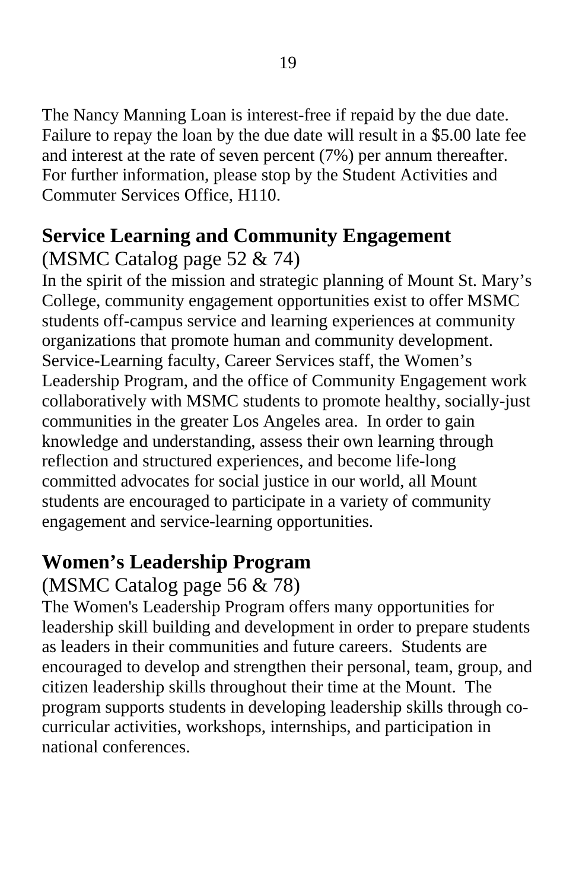The Nancy Manning Loan is interest-free if repaid by the due date. Failure to repay the loan by the due date will result in a $5.00 late fee and interest at the rate of seven percent (7%) per annum thereafter. For further information, please stop by the Student Activities and Commuter Services Office, H110.

## Service Learning and Community Engagement

(MSMC Catalog page 52 & 74)

In the spirit of the mission and strategic planning of Mount St. Mary's College, community engagement opportunities exist to offer MSMC students off-campus service and learning experiences at community organizations that promote human and community development. Service-Learning faculty, Career Services staff, the Women's Leadership Program, and the office of Community Engagement work collaboratively with MSMC students to promote healthy, socially-just communities in the greater Los Angeles area. In order to gain knowledge and understanding, assess their own learning through reflection and structured experiences, and become life-long committed advocates for social justice in our world, all Mount students are encouraged to participate in a variety of community engagement and service-learning opportunities.

## Women's Leadership Program

(MSMC Catalog page 56 & 78)

The Women's Leadership Program offers many opportunities for leadership skill building and development in order to prepare students as leaders in their communities and future careers. Students are encouraged to develop and strengthen their personal, team, group, and citizen leadership skills throughout their time at the Mount. The program supports students in developing leadership skills through co-curricular activities, workshops, internships, and participation in national conferences.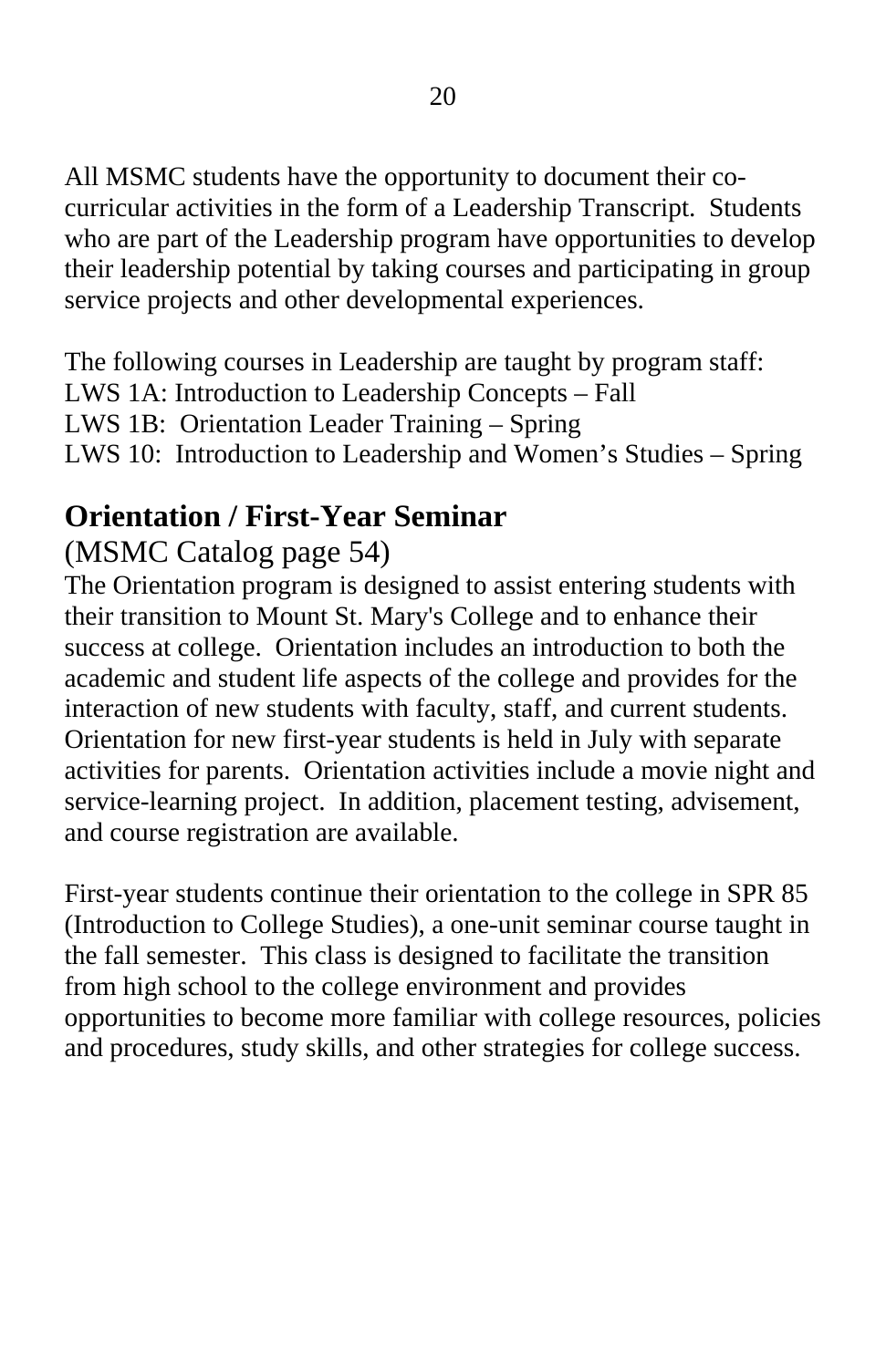All MSMC students have the opportunity to document their co-curricular activities in the form of a Leadership Transcript. Students who are part of the Leadership program have opportunities to develop their leadership potential by taking courses and participating in group service projects and other developmental experiences.

The following courses in Leadership are taught by program staff:
LWS 1A: Introduction to Leadership Concepts – Fall
LWS 1B: Orientation Leader Training – Spring
LWS 10: Introduction to Leadership and Women's Studies – Spring

## Orientation / First-Year Seminar

(MSMC Catalog page 54)

The Orientation program is designed to assist entering students with their transition to Mount St. Mary's College and to enhance their success at college. Orientation includes an introduction to both the academic and student life aspects of the college and provides for the interaction of new students with faculty, staff, and current students. Orientation for new first-year students is held in July with separate activities for parents. Orientation activities include a movie night and service-learning project. In addition, placement testing, advisement, and course registration are available.

First-year students continue their orientation to the college in SPR 85 (Introduction to College Studies), a one-unit seminar course taught in the fall semester. This class is designed to facilitate the transition from high school to the college environment and provides opportunities to become more familiar with college resources, policies and procedures, study skills, and other strategies for college success.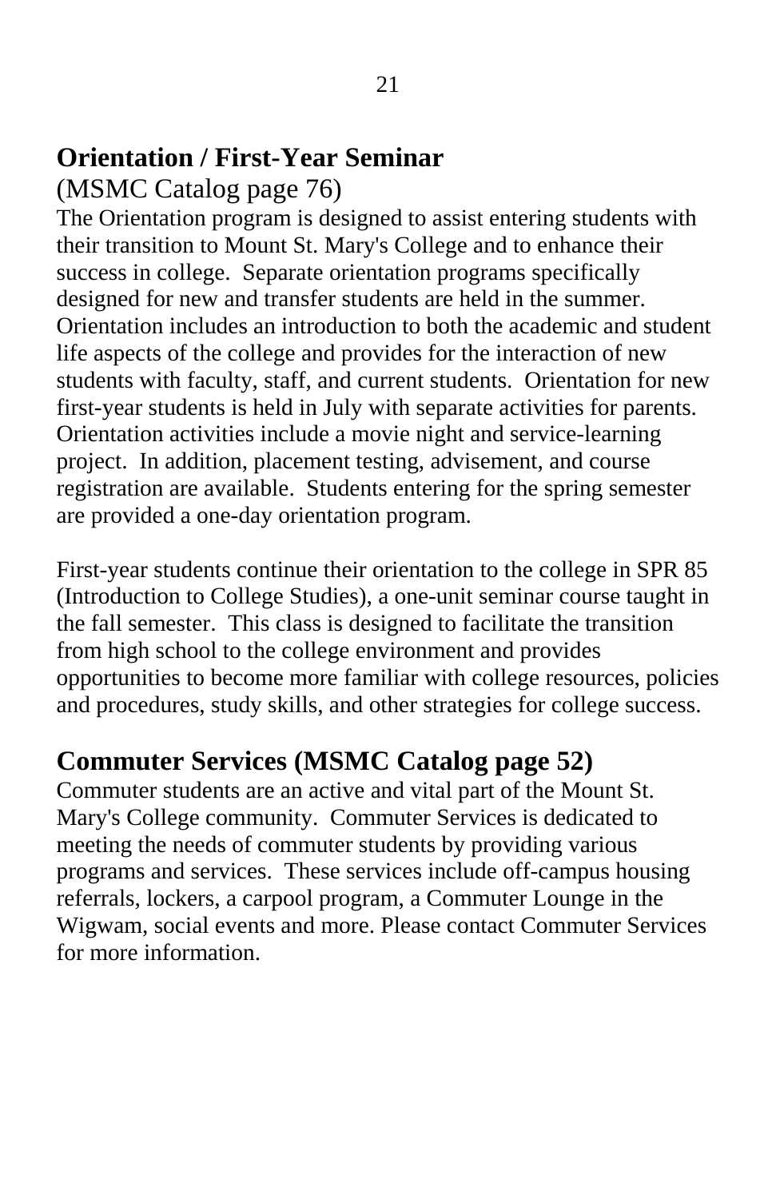## Orientation / First-Year Seminar

(MSMC Catalog page 76)

The Orientation program is designed to assist entering students with their transition to Mount St. Mary's College and to enhance their success in college. Separate orientation programs specifically designed for new and transfer students are held in the summer. Orientation includes an introduction to both the academic and student life aspects of the college and provides for the interaction of new students with faculty, staff, and current students. Orientation for new first-year students is held in July with separate activities for parents. Orientation activities include a movie night and service-learning project. In addition, placement testing, advisement, and course registration are available. Students entering for the spring semester are provided a one-day orientation program.

First-year students continue their orientation to the college in SPR 85 (Introduction to College Studies), a one-unit seminar course taught in the fall semester. This class is designed to facilitate the transition from high school to the college environment and provides opportunities to become more familiar with college resources, policies and procedures, study skills, and other strategies for college success.

## Commuter Services (MSMC Catalog page 52)

Commuter students are an active and vital part of the Mount St. Mary's College community. Commuter Services is dedicated to meeting the needs of commuter students by providing various programs and services. These services include off-campus housing referrals, lockers, a carpool program, a Commuter Lounge in the Wigwam, social events and more. Please contact Commuter Services for more information.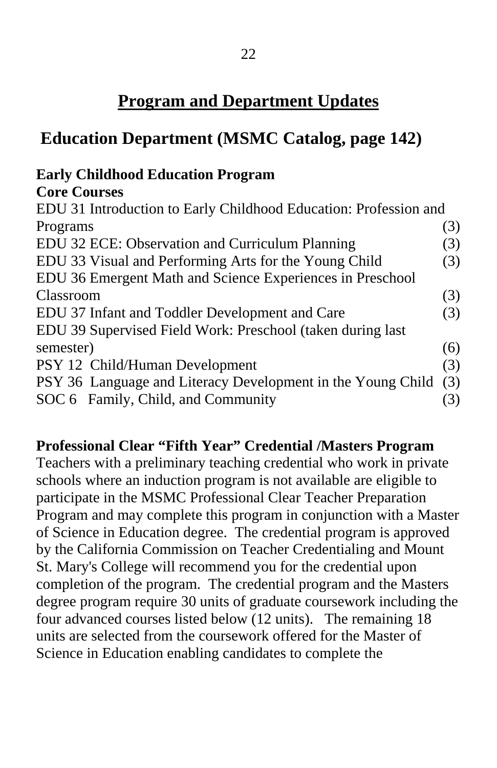# Program and Department Updates

## Education Department (MSMC Catalog, page 142)

**Early Childhood Education Program**
**Core Courses**

| Course | Units |
|---|---|
| EDU 31 Introduction to Early Childhood Education: Profession and Programs | (3) |
| EDU 32 ECE: Observation and Curriculum Planning | (3) |
| EDU 33 Visual and Performing Arts for the Young Child | (3) |
| EDU 36 Emergent Math and Science Experiences in Preschool Classroom | (3) |
| EDU 37 Infant and Toddler Development and Care | (3) |
| EDU 39 Supervised Field Work: Preschool (taken during last semester) | (6) |
| PSY 12 Child/Human Development | (3) |
| PSY 36 Language and Literacy Development in the Young Child | (3) |
| SOC 6 Family, Child, and Community | (3) |

**Professional Clear "Fifth Year" Credential /Masters Program**

Teachers with a preliminary teaching credential who work in private schools where an induction program is not available are eligible to participate in the MSMC Professional Clear Teacher Preparation Program and may complete this program in conjunction with a Master of Science in Education degree. The credential program is approved by the California Commission on Teacher Credentialing and Mount St. Mary's College will recommend you for the credential upon completion of the program. The credential program and the Masters degree program require 30 units of graduate coursework including the four advanced courses listed below (12 units). The remaining 18 units are selected from the coursework offered for the Master of Science in Education enabling candidates to complete the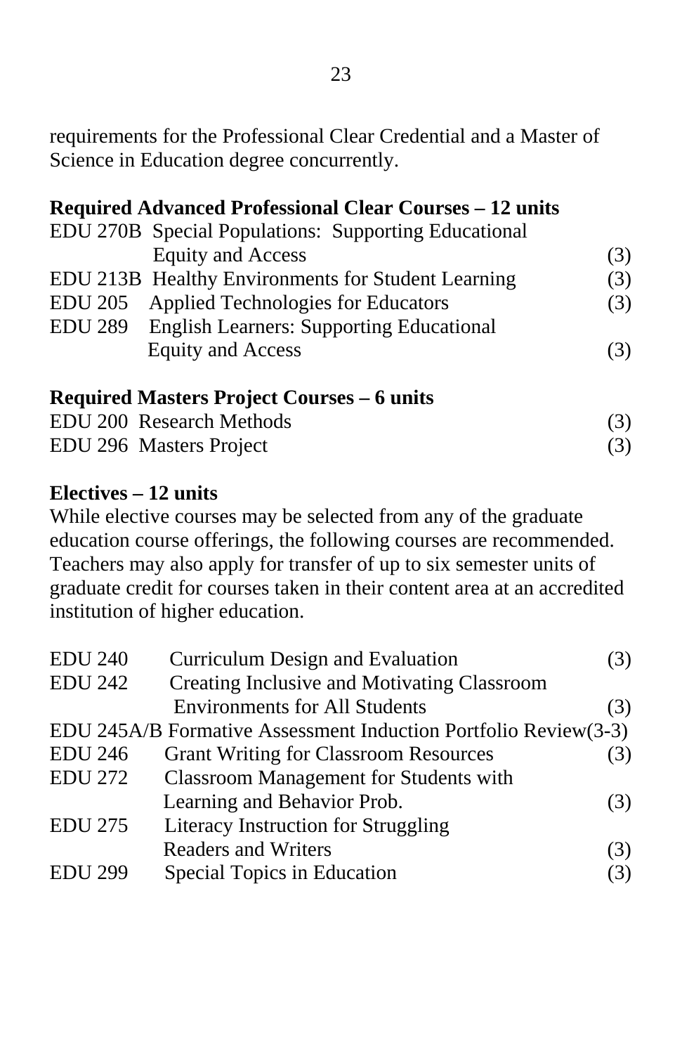requirements for the Professional Clear Credential and a Master of Science in Education degree concurrently.

**Required Advanced Professional Clear Courses – 12 units**

| | | |
|---|---|---|
| EDU 270B | Special Populations: Supporting Educational Equity and Access | (3) |
| EDU 213B | Healthy Environments for Student Learning | (3) |
| EDU 205 | Applied Technologies for Educators | (3) |
| EDU 289 | English Learners: Supporting Educational Equity and Access | (3) |

**Required Masters Project Courses – 6 units**

| | | |
|---|---|---|
| EDU 200 | Research Methods | (3) |
| EDU 296 | Masters Project | (3) |

**Electives – 12 units**

While elective courses may be selected from any of the graduate education course offerings, the following courses are recommended. Teachers may also apply for transfer of up to six semester units of graduate credit for courses taken in their content area at an accredited institution of higher education.

| | | |
|---|---|---|
| EDU 240 | Curriculum Design and Evaluation | (3) |
| EDU 242 | Creating Inclusive and Motivating Classroom Environments for All Students | (3) |
| EDU 245A/B | Formative Assessment Induction Portfolio Review | (3-3) |
| EDU 246 | Grant Writing for Classroom Resources | (3) |
| EDU 272 | Classroom Management for Students with Learning and Behavior Prob. | (3) |
| EDU 275 | Literacy Instruction for Struggling Readers and Writers | (3) |
| EDU 299 | Special Topics in Education | (3) |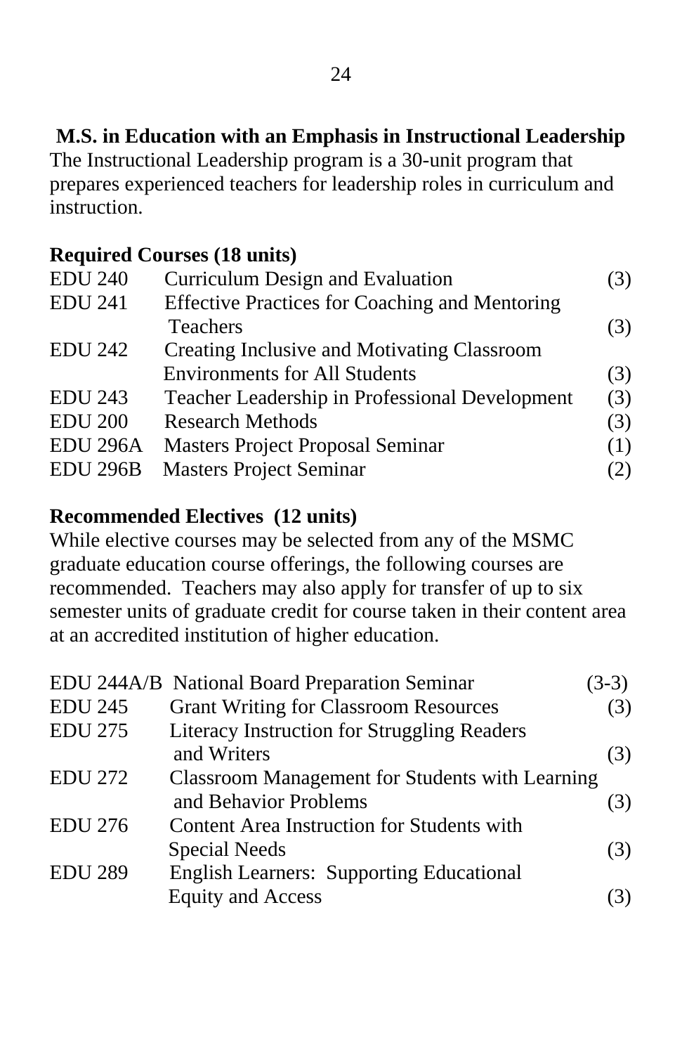## M.S. in Education with an Emphasis in Instructional Leadership

The Instructional Leadership program is a 30-unit program that prepares experienced teachers for leadership roles in curriculum and instruction.

### Required Courses (18 units)

| Course | Title | Units |
|---|---|---|
| EDU 240 | Curriculum Design and Evaluation | (3) |
| EDU 241 | Effective Practices for Coaching and Mentoring Teachers | (3) |
| EDU 242 | Creating Inclusive and Motivating Classroom Environments for All Students | (3) |
| EDU 243 | Teacher Leadership in Professional Development | (3) |
| EDU 200 | Research Methods | (3) |
| EDU 296A | Masters Project Proposal Seminar | (1) |
| EDU 296B | Masters Project Seminar | (2) |

### Recommended Electives (12 units)

While elective courses may be selected from any of the MSMC graduate education course offerings, the following courses are recommended. Teachers may also apply for transfer of up to six semester units of graduate credit for course taken in their content area at an accredited institution of higher education.

| Course | Title | Units |
|---|---|---|
| EDU 244A/B | National Board Preparation Seminar | (3-3) |
| EDU 245 | Grant Writing for Classroom Resources | (3) |
| EDU 275 | Literacy Instruction for Struggling Readers and Writers | (3) |
| EDU 272 | Classroom Management for Students with Learning and Behavior Problems | (3) |
| EDU 276 | Content Area Instruction for Students with Special Needs | (3) |
| EDU 289 | English Learners: Supporting Educational Equity and Access | (3) |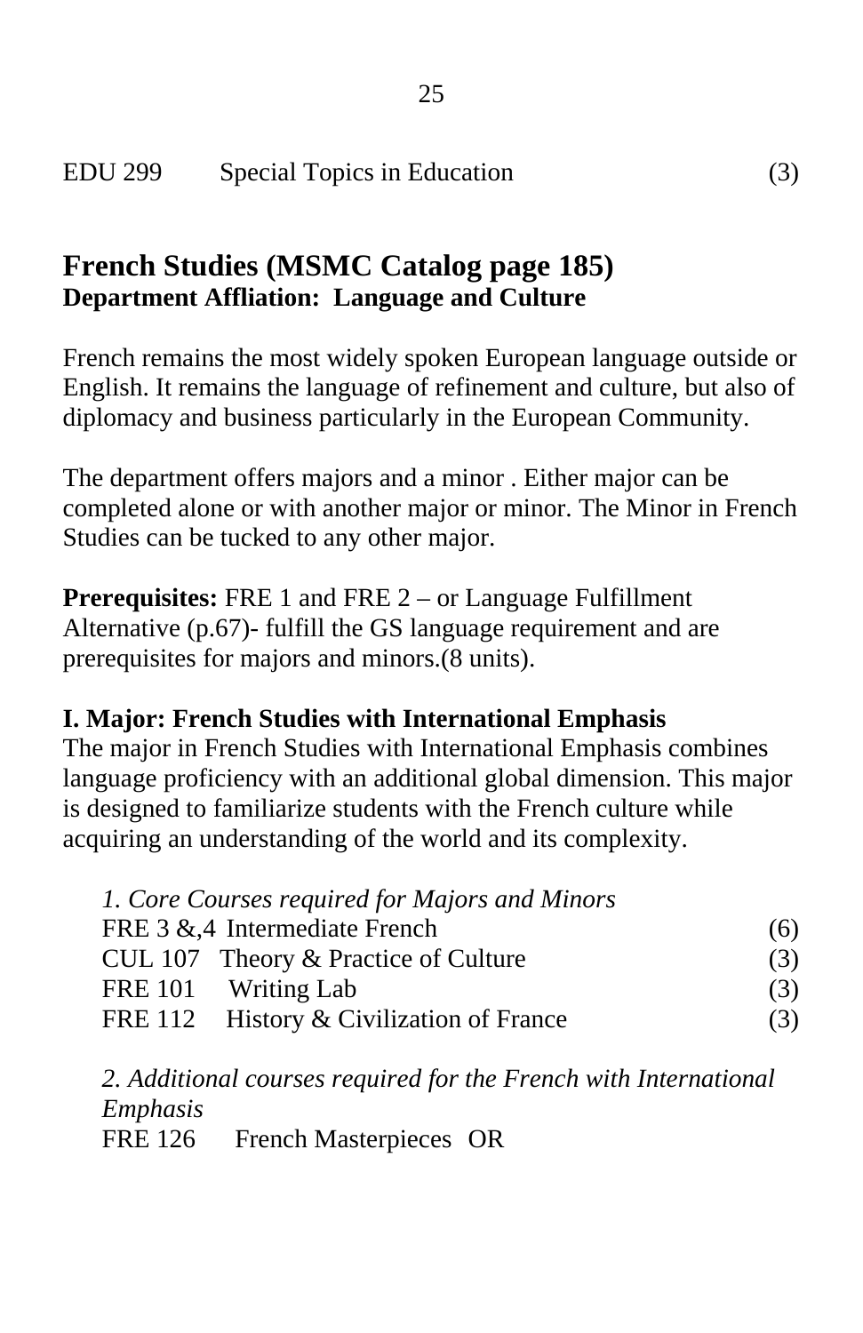EDU 299 Special Topics in Education (3)

## French Studies (MSMC Catalog page 185)

**Department Affliation: Language and Culture**

French remains the most widely spoken European language outside or English. It remains the language of refinement and culture, but also of diplomacy and business particularly in the European Community.

The department offers majors and a minor . Either major can be completed alone or with another major or minor. The Minor in French Studies can be tucked to any other major.

**Prerequisites:** FRE 1 and FRE 2 – or Language Fulfillment Alternative (p.67)- fulfill the GS language requirement and are prerequisites for majors and minors.(8 units).

### I. Major: French Studies with International Emphasis

The major in French Studies with International Emphasis combines language proficiency with an additional global dimension. This major is designed to familiarize students with the French culture while acquiring an understanding of the world and its complexity.

*1. Core Courses required for Majors and Minors*

| Course | Title | Units |
|---|---|---|
| FRE 3 &,4 | Intermediate French | (6) |
| CUL 107 | Theory & Practice of Culture | (3) |
| FRE 101 | Writing Lab | (3) |
| FRE 112 | History & Civilization of France | (3) |

*2. Additional courses required for the French with International Emphasis*

FRE 126 French Masterpieces OR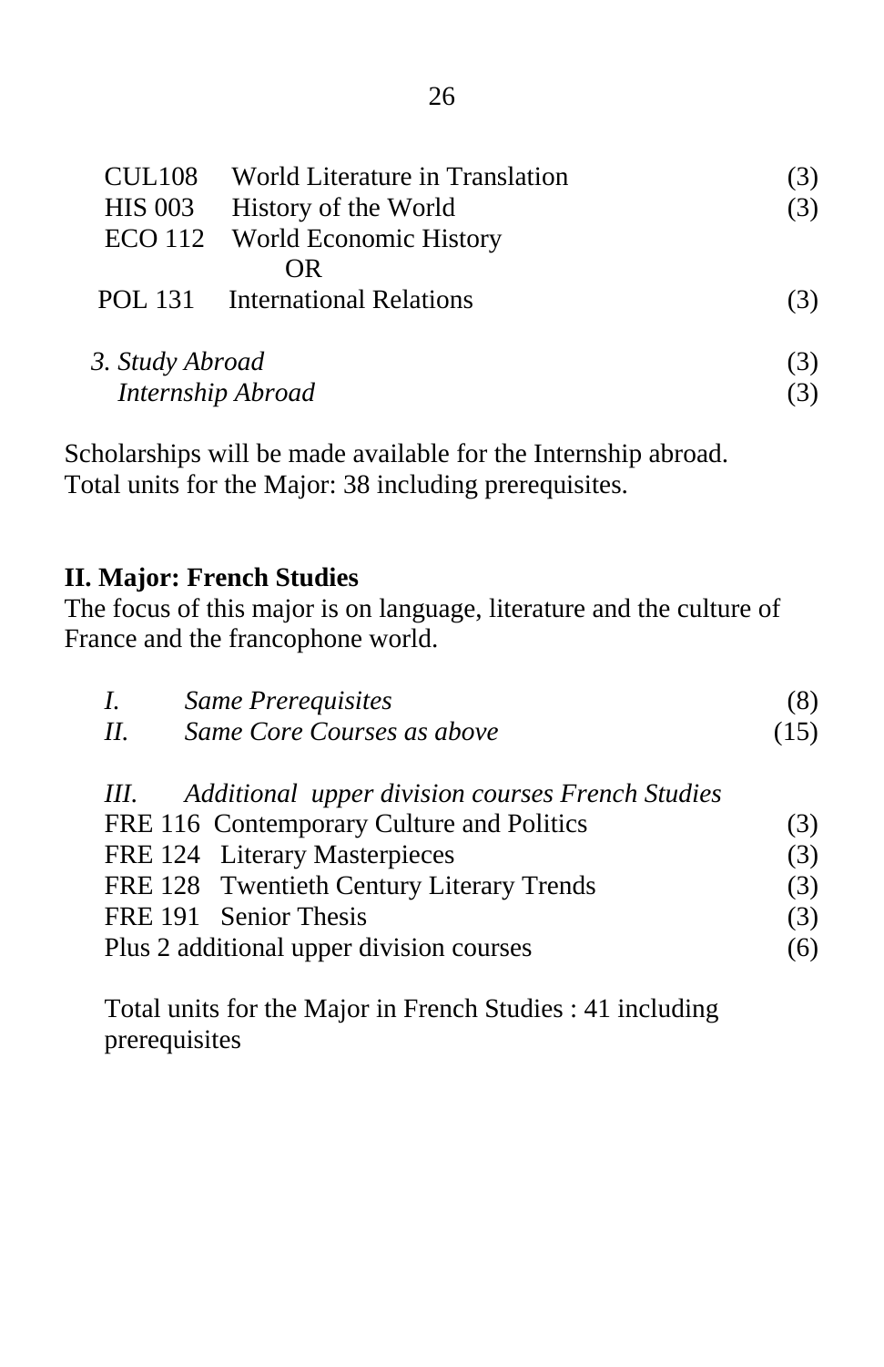| | | |
|---|---|---|
| CUL108 | World Literature in Translation | (3) |
| HIS 003 | History of the World | (3) |
| ECO 112 | World Economic History | |
| | OR | |
| POL 131 | International Relations | (3) |

*3. Study Abroad* (3)
*Internship Abroad* (3)

Scholarships will be made available for the Internship abroad.
Total units for the Major: 38 including prerequisites.

**II. Major: French Studies**
The focus of this major is on language, literature and the culture of France and the francophone world.

*I. Same Prerequisites* (8)
*II. Same Core Courses as above* (15)

*III. Additional upper division courses French Studies*

| | | |
|---|---|---|
| FRE 116 | Contemporary Culture and Politics | (3) |
| FRE 124 | Literary Masterpieces | (3) |
| FRE 128 | Twentieth Century Literary Trends | (3) |
| FRE 191 | Senior Thesis | (3) |
| Plus 2 additional upper division courses | | (6) |

Total units for the Major in French Studies : 41 including prerequisites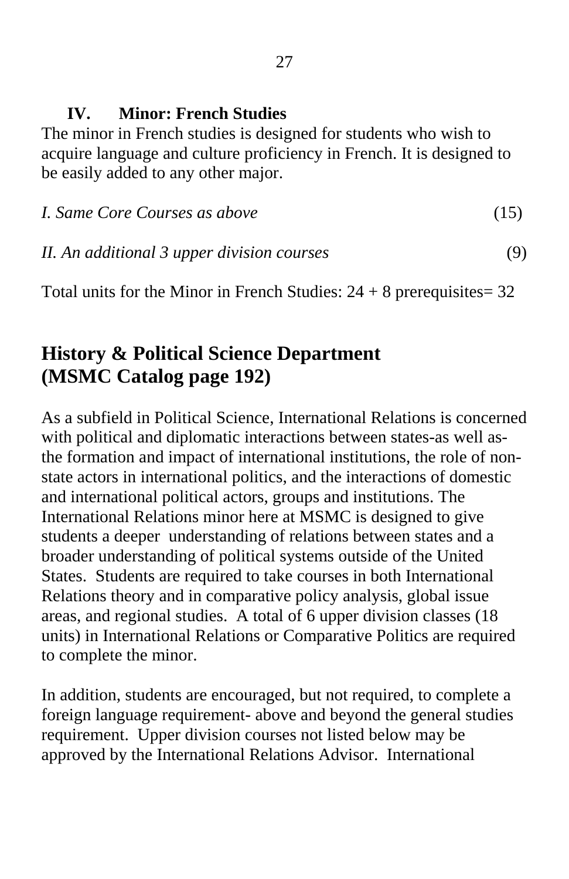### IV. Minor: French Studies

The minor in French studies is designed for students who wish to acquire language and culture proficiency in French. It is designed to be easily added to any other major.

*I. Same Core Courses as above* (15)

*II. An additional 3 upper division courses* (9)

Total units for the Minor in French Studies: 24 + 8 prerequisites= 32

## History & Political Science Department (MSMC Catalog page 192)

As a subfield in Political Science, International Relations is concerned with political and diplomatic interactions between states-as well as- the formation and impact of international institutions, the role of non-state actors in international politics, and the interactions of domestic and international political actors, groups and institutions. The International Relations minor here at MSMC is designed to give students a deeper understanding of relations between states and a broader understanding of political systems outside of the United States. Students are required to take courses in both International Relations theory and in comparative policy analysis, global issue areas, and regional studies. A total of 6 upper division classes (18 units) in International Relations or Comparative Politics are required to complete the minor.

In addition, students are encouraged, but not required, to complete a foreign language requirement- above and beyond the general studies requirement. Upper division courses not listed below may be approved by the International Relations Advisor. International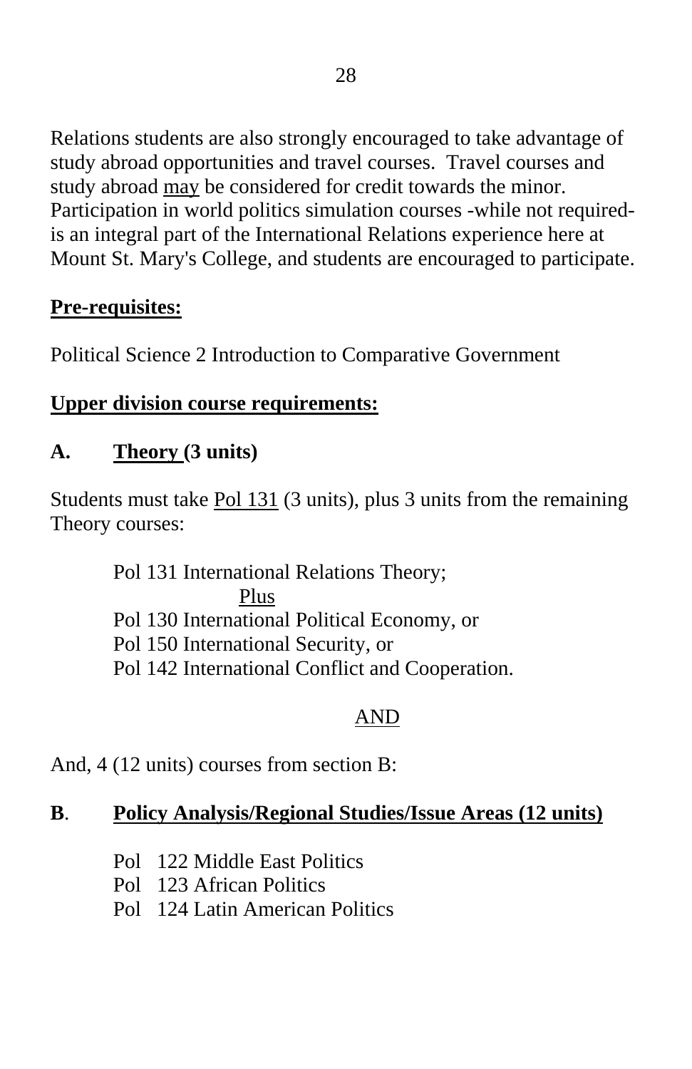Relations students are also strongly encouraged to take advantage of study abroad opportunities and travel courses. Travel courses and study abroad may be considered for credit towards the minor. Participation in world politics simulation courses -while not required- is an integral part of the International Relations experience here at Mount St. Mary's College, and students are encouraged to participate.

**Pre-requisites:**

Political Science 2 Introduction to Comparative Government

**Upper division course requirements:**

**A. Theory (3 units)**

Students must take Pol 131 (3 units), plus 3 units from the remaining Theory courses:

Pol 131 International Relations Theory;
Plus
Pol 130 International Political Economy, or
Pol 150 International Security, or
Pol 142 International Conflict and Cooperation.

AND

And, 4 (12 units) courses from section B:

**B. Policy Analysis/Regional Studies/Issue Areas (12 units)**

Pol 122 Middle East Politics
Pol 123 African Politics
Pol 124 Latin American Politics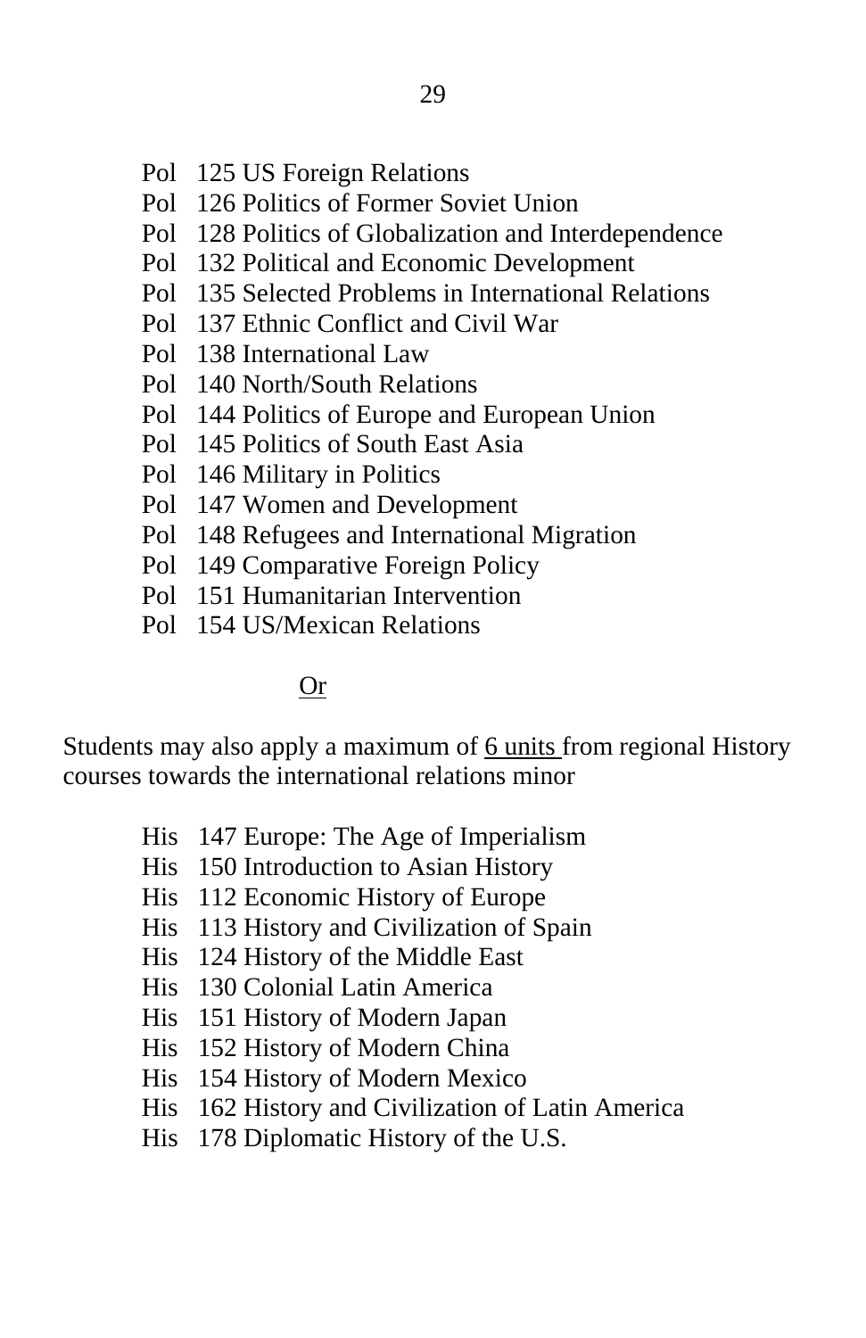- Pol 125 US Foreign Relations
- Pol 126 Politics of Former Soviet Union
- Pol 128 Politics of Globalization and Interdependence
- Pol 132 Political and Economic Development
- Pol 135 Selected Problems in International Relations
- Pol 137 Ethnic Conflict and Civil War
- Pol 138 International Law
- Pol 140 North/South Relations
- Pol 144 Politics of Europe and European Union
- Pol 145 Politics of South East Asia
- Pol 146 Military in Politics
- Pol 147 Women and Development
- Pol 148 Refugees and International Migration
- Pol 149 Comparative Foreign Policy
- Pol 151 Humanitarian Intervention
- Pol 154 US/Mexican Relations

<u>Or</u>

Students may also apply a maximum of <u>6 units</u> from regional History courses towards the international relations minor

- His 147 Europe: The Age of Imperialism
- His 150 Introduction to Asian History
- His 112 Economic History of Europe
- His 113 History and Civilization of Spain
- His 124 History of the Middle East
- His 130 Colonial Latin America
- His 151 History of Modern Japan
- His 152 History of Modern China
- His 154 History of Modern Mexico
- His 162 History and Civilization of Latin America
- His 178 Diplomatic History of the U.S.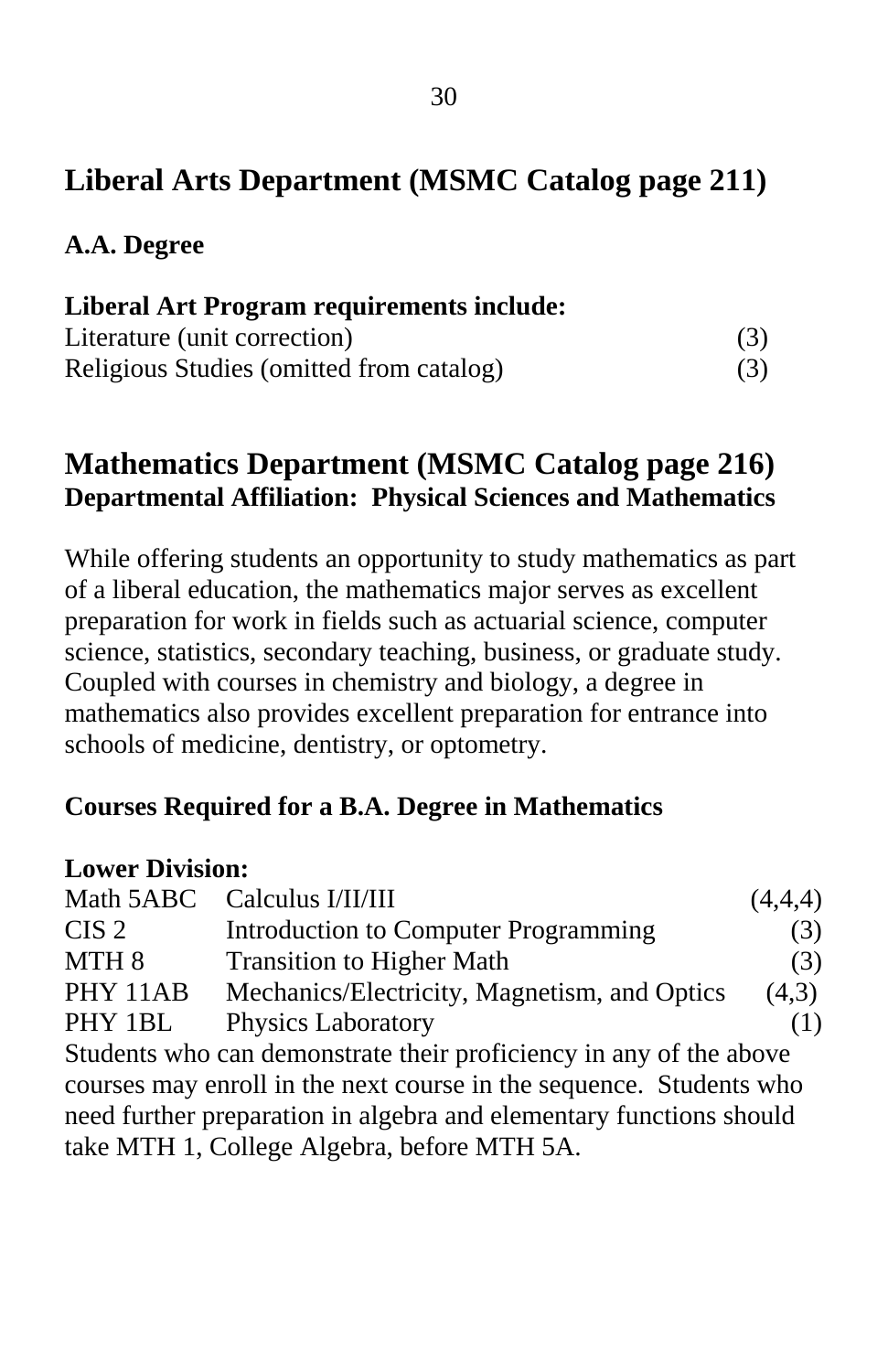## Liberal Arts Department (MSMC Catalog page 211)

### A.A. Degree

**Liberal Art Program requirements include:**

| | |
|---|---|
| Literature (unit correction) | (3) |
| Religious Studies (omitted from catalog) | (3) |

## Mathematics Department (MSMC Catalog page 216)

**Departmental Affiliation: Physical Sciences and Mathematics**

While offering students an opportunity to study mathematics as part of a liberal education, the mathematics major serves as excellent preparation for work in fields such as actuarial science, computer science, statistics, secondary teaching, business, or graduate study. Coupled with courses in chemistry and biology, a degree in mathematics also provides excellent preparation for entrance into schools of medicine, dentistry, or optometry.

### Courses Required for a B.A. Degree in Mathematics

**Lower Division:**

| | | |
|---|---|---|
| Math 5ABC | Calculus I/II/III | (4,4,4) |
| CIS 2 | Introduction to Computer Programming | (3) |
| MTH 8 | Transition to Higher Math | (3) |
| PHY 11AB | Mechanics/Electricity, Magnetism, and Optics | (4,3) |
| PHY 1BL | Physics Laboratory | (1) |

Students who can demonstrate their proficiency in any of the above courses may enroll in the next course in the sequence. Students who need further preparation in algebra and elementary functions should take MTH 1, College Algebra, before MTH 5A.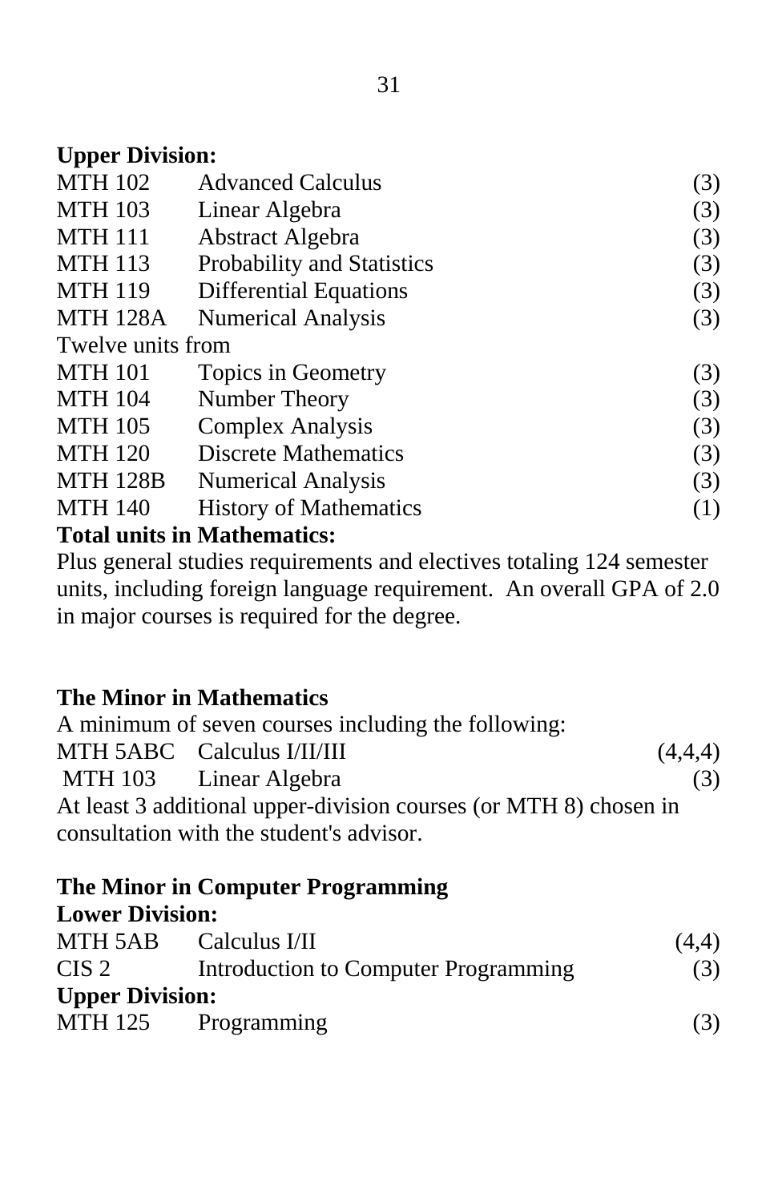**Upper Division:**

| | | |
|---|---|---|
| MTH 102 | Advanced Calculus | (3) |
| MTH 103 | Linear Algebra | (3) |
| MTH 111 | Abstract Algebra | (3) |
| MTH 113 | Probability and Statistics | (3) |
| MTH 119 | Differential Equations | (3) |
| MTH 128A | Numerical Analysis | (3) |
| Twelve units from | | |
| MTH 101 | Topics in Geometry | (3) |
| MTH 104 | Number Theory | (3) |
| MTH 105 | Complex Analysis | (3) |
| MTH 120 | Discrete Mathematics | (3) |
| MTH 128B | Numerical Analysis | (3) |
| MTH 140 | History of Mathematics | (1) |

**Total units in Mathematics:**

Plus general studies requirements and electives totaling 124 semester units, including foreign language requirement. An overall GPA of 2.0 in major courses is required for the degree.

### The Minor in Mathematics

A minimum of seven courses including the following:

| | | |
|---|---|---|
| MTH 5ABC | Calculus I/II/III | (4,4,4) |
| MTH 103 | Linear Algebra | (3) |

At least 3 additional upper-division courses (or MTH 8) chosen in consultation with the student's advisor.

### The Minor in Computer Programming

**Lower Division:**

| | | |
|---|---|---|
| MTH 5AB | Calculus I/II | (4,4) |
| CIS 2 | Introduction to Computer Programming | (3) |

**Upper Division:**

| | | |
|---|---|---|
| MTH 125 | Programming | (3) |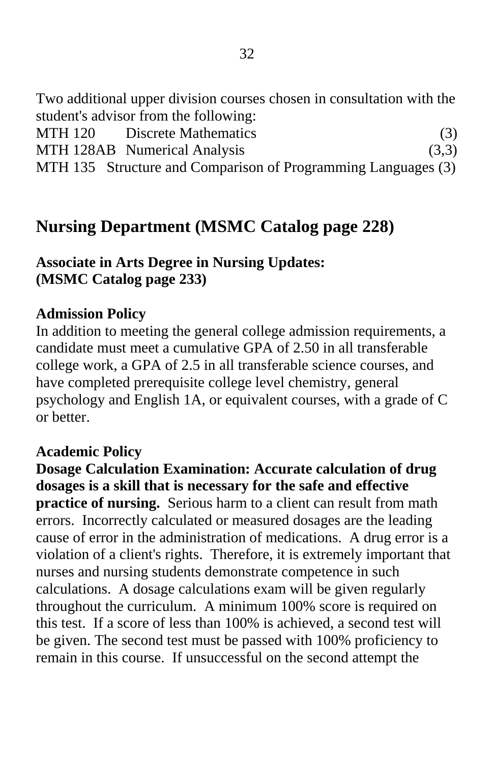Two additional upper division courses chosen in consultation with the student's advisor from the following:

| | | |
|---|---|---|
| MTH 120 | Discrete Mathematics | (3) |
| MTH 128AB | Numerical Analysis | (3,3) |
| MTH 135 | Structure and Comparison of Programming Languages | (3) |

## Nursing Department (MSMC Catalog page 228)

### Associate in Arts Degree in Nursing Updates: (MSMC Catalog page 233)

**Admission Policy**

In addition to meeting the general college admission requirements, a candidate must meet a cumulative GPA of 2.50 in all transferable college work, a GPA of 2.5 in all transferable science courses, and have completed prerequisite college level chemistry, general psychology and English 1A, or equivalent courses, with a grade of C or better.

**Academic Policy**

**Dosage Calculation Examination: Accurate calculation of drug dosages is a skill that is necessary for the safe and effective practice of nursing.** Serious harm to a client can result from math errors. Incorrectly calculated or measured dosages are the leading cause of error in the administration of medications. A drug error is a violation of a client's rights. Therefore, it is extremely important that nurses and nursing students demonstrate competence in such calculations. A dosage calculations exam will be given regularly throughout the curriculum. A minimum 100% score is required on this test. If a score of less than 100% is achieved, a second test will be given. The second test must be passed with 100% proficiency to remain in this course. If unsuccessful on the second attempt the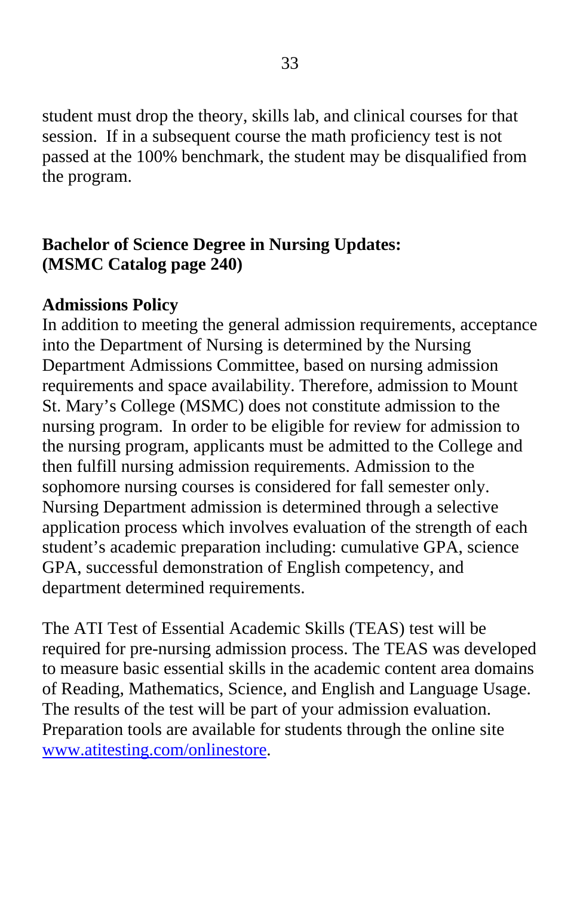student must drop the theory, skills lab, and clinical courses for that session. If in a subsequent course the math proficiency test is not passed at the 100% benchmark, the student may be disqualified from the program.

**Bachelor of Science Degree in Nursing Updates:**
**(MSMC Catalog page 240)**

**Admissions Policy**

In addition to meeting the general admission requirements, acceptance into the Department of Nursing is determined by the Nursing Department Admissions Committee, based on nursing admission requirements and space availability. Therefore, admission to Mount St. Mary's College (MSMC) does not constitute admission to the nursing program. In order to be eligible for review for admission to the nursing program, applicants must be admitted to the College and then fulfill nursing admission requirements. Admission to the sophomore nursing courses is considered for fall semester only. Nursing Department admission is determined through a selective application process which involves evaluation of the strength of each student's academic preparation including: cumulative GPA, science GPA, successful demonstration of English competency, and department determined requirements.

The ATI Test of Essential Academic Skills (TEAS) test will be required for pre-nursing admission process. The TEAS was developed to measure basic essential skills in the academic content area domains of Reading, Mathematics, Science, and English and Language Usage. The results of the test will be part of your admission evaluation. Preparation tools are available for students through the online site [www.atitesting.com/onlinestore](http://www.atitesting.com/onlinestore).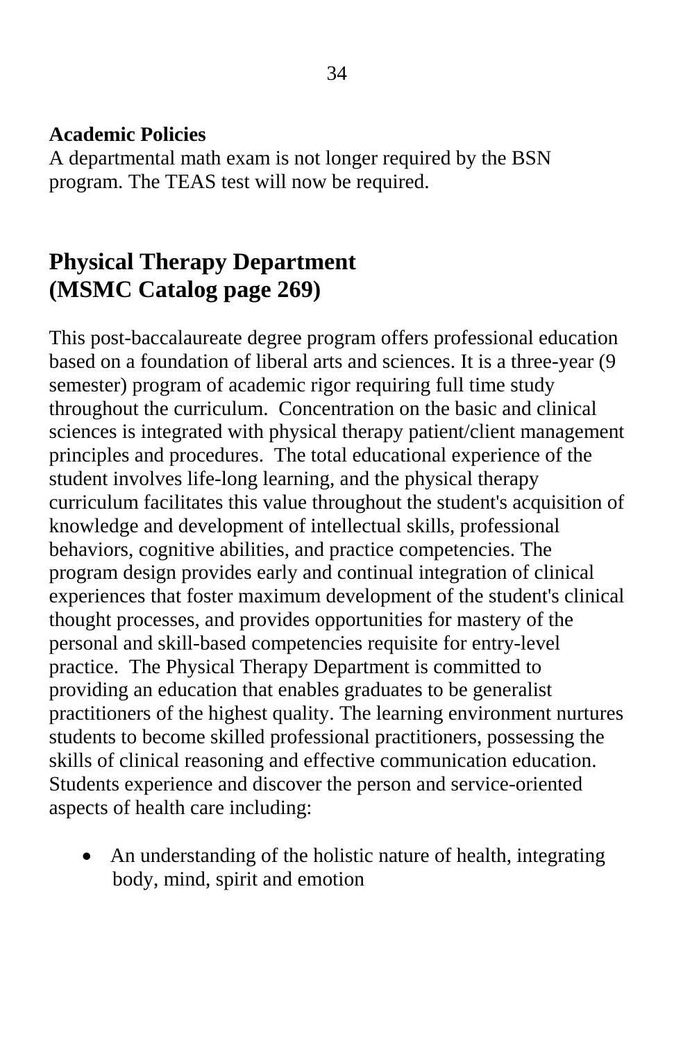**Academic Policies**
A departmental math exam is not longer required by the BSN program. The TEAS test will now be required.

## Physical Therapy Department (MSMC Catalog page 269)

This post-baccalaureate degree program offers professional education based on a foundation of liberal arts and sciences. It is a three-year (9 semester) program of academic rigor requiring full time study throughout the curriculum. Concentration on the basic and clinical sciences is integrated with physical therapy patient/client management principles and procedures. The total educational experience of the student involves life-long learning, and the physical therapy curriculum facilitates this value throughout the student's acquisition of knowledge and development of intellectual skills, professional behaviors, cognitive abilities, and practice competencies. The program design provides early and continual integration of clinical experiences that foster maximum development of the student's clinical thought processes, and provides opportunities for mastery of the personal and skill-based competencies requisite for entry-level practice. The Physical Therapy Department is committed to providing an education that enables graduates to be generalist practitioners of the highest quality. The learning environment nurtures students to become skilled professional practitioners, possessing the skills of clinical reasoning and effective communication education. Students experience and discover the person and service-oriented aspects of health care including:

- An understanding of the holistic nature of health, integrating body, mind, spirit and emotion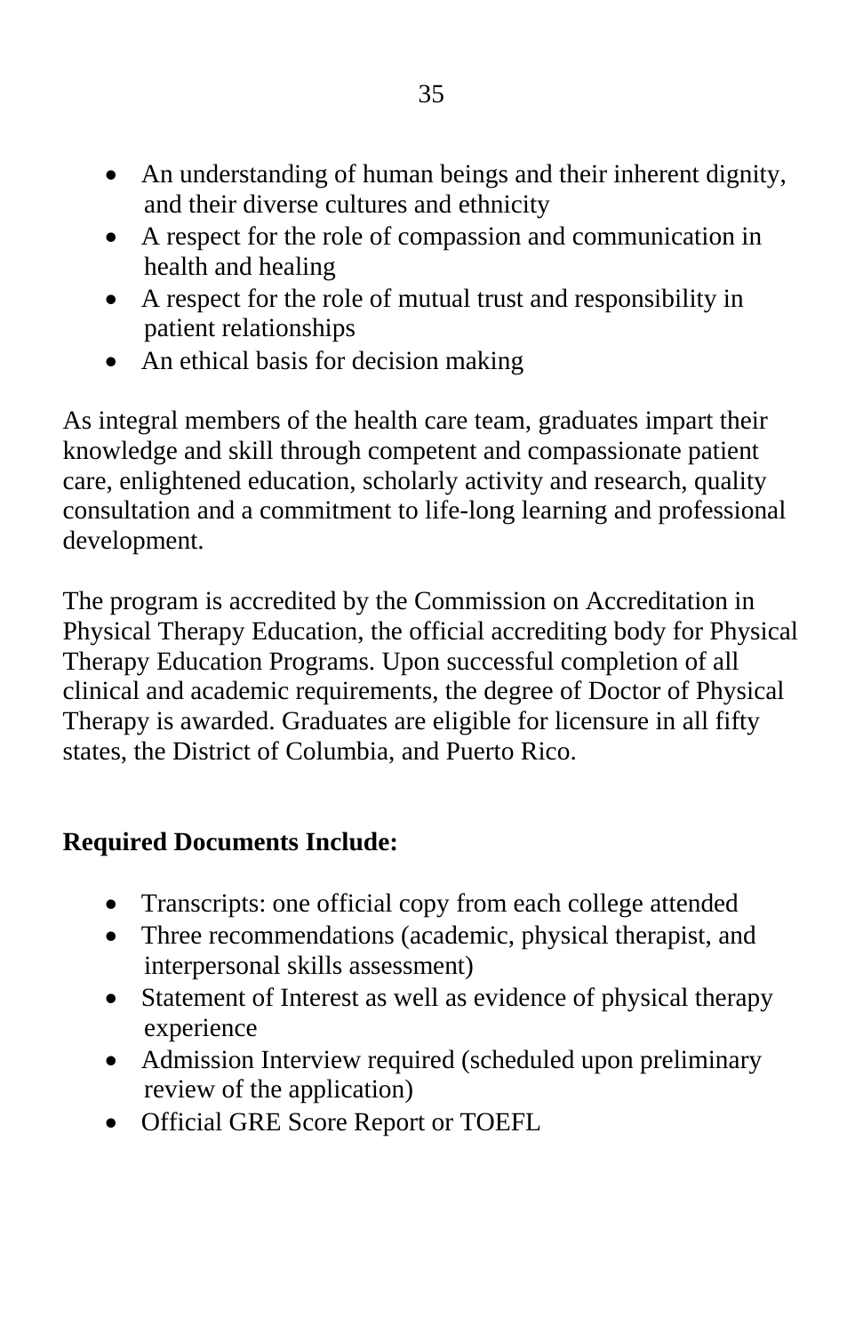- An understanding of human beings and their inherent dignity, and their diverse cultures and ethnicity
- A respect for the role of compassion and communication in health and healing
- A respect for the role of mutual trust and responsibility in patient relationships
- An ethical basis for decision making

As integral members of the health care team, graduates impart their knowledge and skill through competent and compassionate patient care, enlightened education, scholarly activity and research, quality consultation and a commitment to life-long learning and professional development.

The program is accredited by the Commission on Accreditation in Physical Therapy Education, the official accrediting body for Physical Therapy Education Programs. Upon successful completion of all clinical and academic requirements, the degree of Doctor of Physical Therapy is awarded. Graduates are eligible for licensure in all fifty states, the District of Columbia, and Puerto Rico.

**Required Documents Include:**

- Transcripts: one official copy from each college attended
- Three recommendations (academic, physical therapist, and interpersonal skills assessment)
- Statement of Interest as well as evidence of physical therapy experience
- Admission Interview required (scheduled upon preliminary review of the application)
- Official GRE Score Report or TOEFL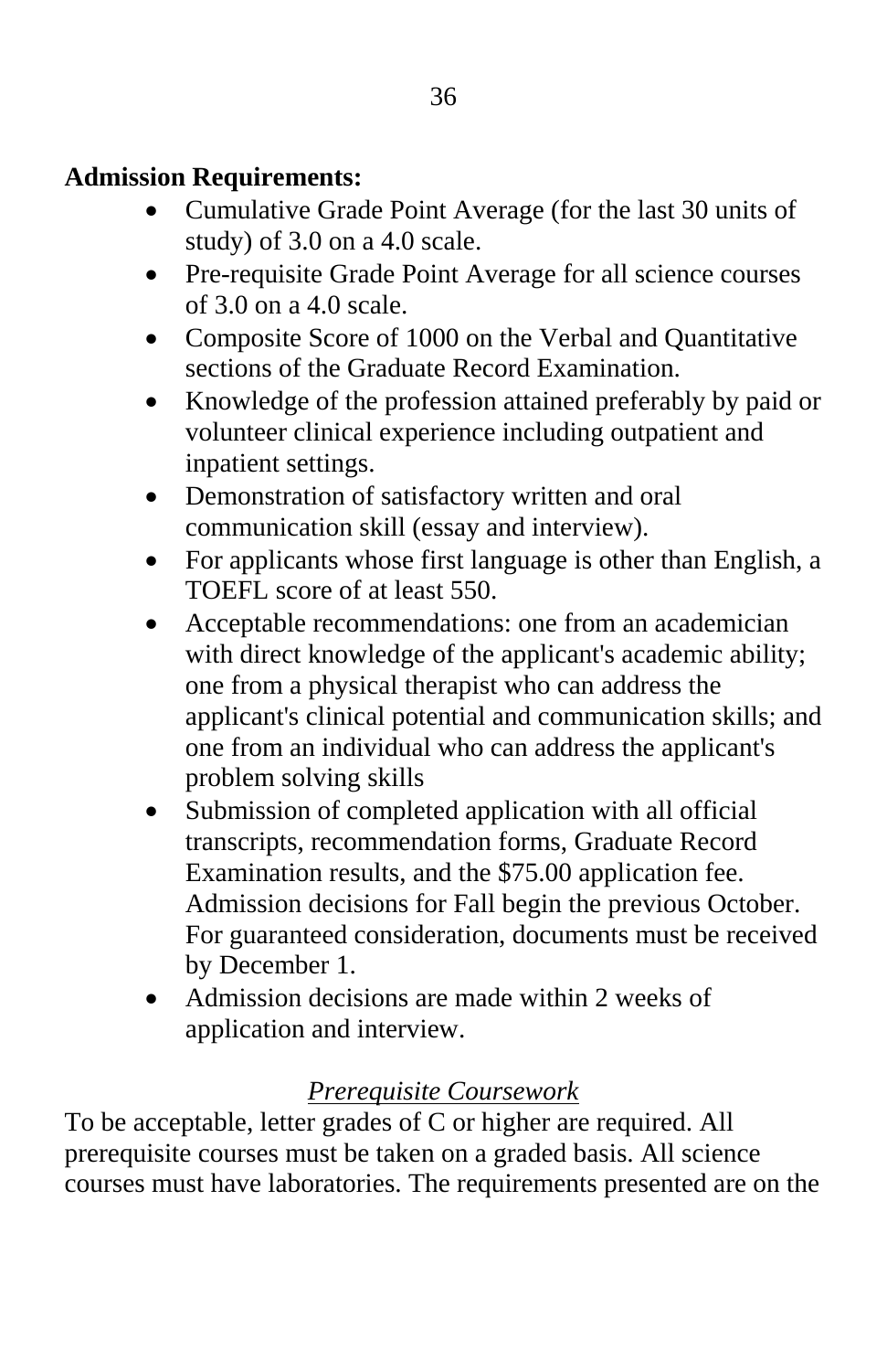**Admission Requirements:**

- Cumulative Grade Point Average (for the last 30 units of study) of 3.0 on a 4.0 scale.
- Pre-requisite Grade Point Average for all science courses of 3.0 on a 4.0 scale.
- Composite Score of 1000 on the Verbal and Quantitative sections of the Graduate Record Examination.
- Knowledge of the profession attained preferably by paid or volunteer clinical experience including outpatient and inpatient settings.
- Demonstration of satisfactory written and oral communication skill (essay and interview).
- For applicants whose first language is other than English, a TOEFL score of at least 550.
- Acceptable recommendations: one from an academician with direct knowledge of the applicant's academic ability; one from a physical therapist who can address the applicant's clinical potential and communication skills; and one from an individual who can address the applicant's problem solving skills
- Submission of completed application with all official transcripts, recommendation forms, Graduate Record Examination results, and the $75.00 application fee. Admission decisions for Fall begin the previous October. For guaranteed consideration, documents must be received by December 1.
- Admission decisions are made within 2 weeks of application and interview.

*Prerequisite Coursework*

To be acceptable, letter grades of C or higher are required. All prerequisite courses must be taken on a graded basis. All science courses must have laboratories. The requirements presented are on the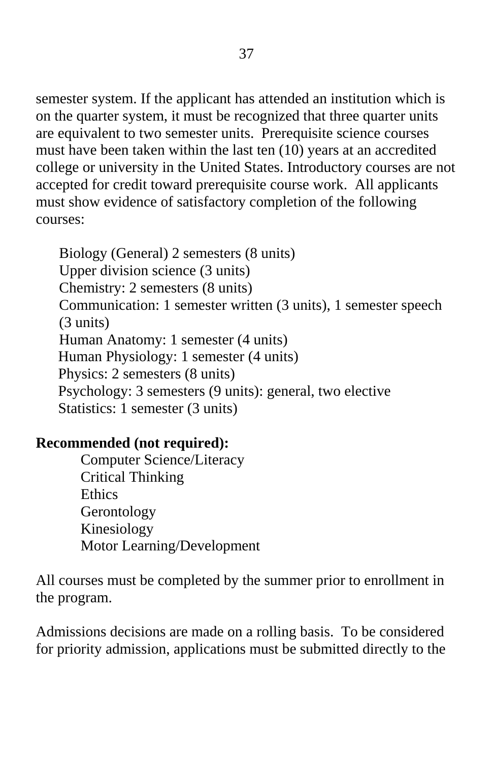semester system. If the applicant has attended an institution which is on the quarter system, it must be recognized that three quarter units are equivalent to two semester units. Prerequisite science courses must have been taken within the last ten (10) years at an accredited college or university in the United States. Introductory courses are not accepted for credit toward prerequisite course work. All applicants must show evidence of satisfactory completion of the following courses:

- Biology (General) 2 semesters (8 units)
- Upper division science (3 units)
- Chemistry: 2 semesters (8 units)
- Communication: 1 semester written (3 units), 1 semester speech (3 units)
- Human Anatomy: 1 semester (4 units)
- Human Physiology: 1 semester (4 units)
- Physics: 2 semesters (8 units)
- Psychology: 3 semesters (9 units): general, two elective
- Statistics: 1 semester (3 units)

**Recommended (not required):**

- Computer Science/Literacy
- Critical Thinking
- Ethics
- Gerontology
- Kinesiology
- Motor Learning/Development

All courses must be completed by the summer prior to enrollment in the program.

Admissions decisions are made on a rolling basis. To be considered for priority admission, applications must be submitted directly to the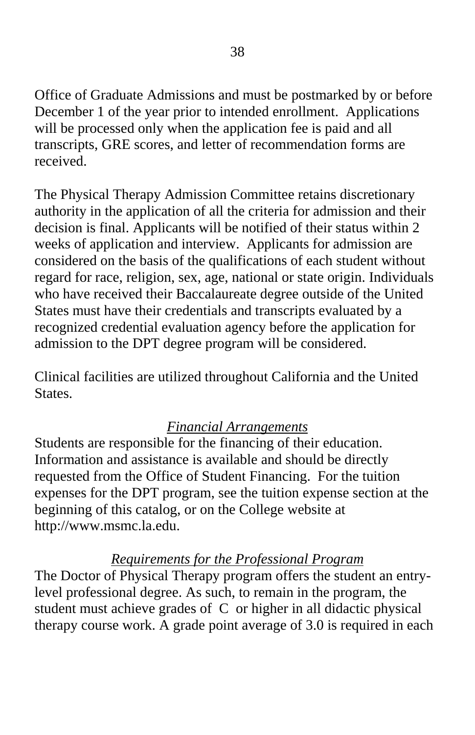Office of Graduate Admissions and must be postmarked by or before December 1 of the year prior to intended enrollment. Applications will be processed only when the application fee is paid and all transcripts, GRE scores, and letter of recommendation forms are received.

The Physical Therapy Admission Committee retains discretionary authority in the application of all the criteria for admission and their decision is final. Applicants will be notified of their status within 2 weeks of application and interview. Applicants for admission are considered on the basis of the qualifications of each student without regard for race, religion, sex, age, national or state origin. Individuals who have received their Baccalaureate degree outside of the United States must have their credentials and transcripts evaluated by a recognized credential evaluation agency before the application for admission to the DPT degree program will be considered.

Clinical facilities are utilized throughout California and the United States.

### *Financial Arrangements*

Students are responsible for the financing of their education. Information and assistance is available and should be directly requested from the Office of Student Financing. For the tuition expenses for the DPT program, see the tuition expense section at the beginning of this catalog, or on the College website at http://www.msmc.la.edu.

### *Requirements for the Professional Program*

The Doctor of Physical Therapy program offers the student an entry-level professional degree. As such, to remain in the program, the student must achieve grades of C or higher in all didactic physical therapy course work. A grade point average of 3.0 is required in each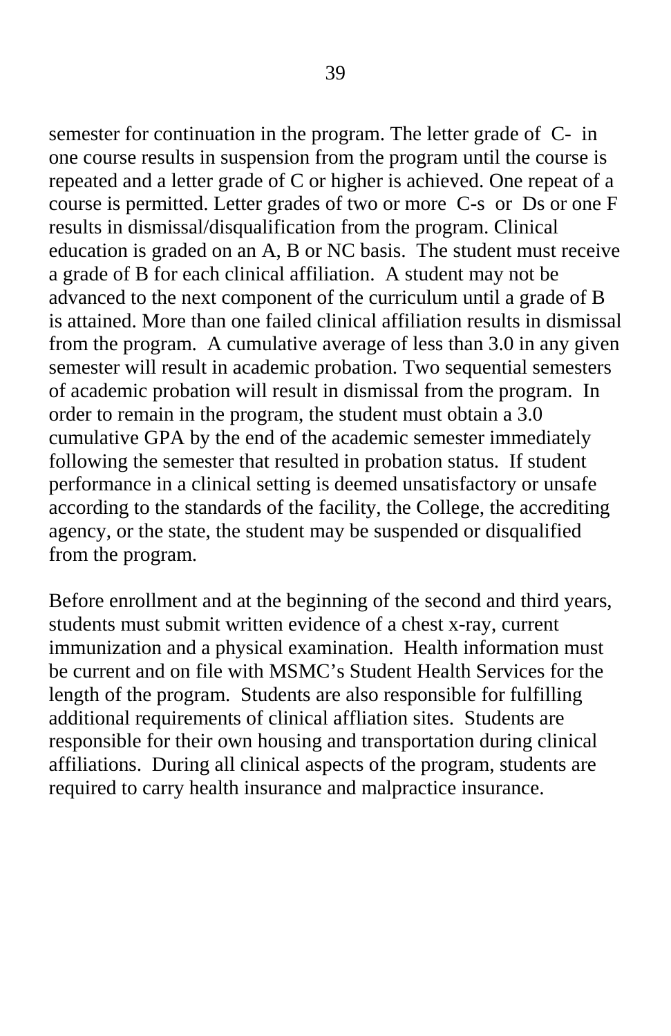semester for continuation in the program. The letter grade of C- in one course results in suspension from the program until the course is repeated and a letter grade of C or higher is achieved. One repeat of a course is permitted. Letter grades of two or more C-s or Ds or one F results in dismissal/disqualification from the program. Clinical education is graded on an A, B or NC basis. The student must receive a grade of B for each clinical affiliation. A student may not be advanced to the next component of the curriculum until a grade of B is attained. More than one failed clinical affiliation results in dismissal from the program. A cumulative average of less than 3.0 in any given semester will result in academic probation. Two sequential semesters of academic probation will result in dismissal from the program. In order to remain in the program, the student must obtain a 3.0 cumulative GPA by the end of the academic semester immediately following the semester that resulted in probation status. If student performance in a clinical setting is deemed unsatisfactory or unsafe according to the standards of the facility, the College, the accrediting agency, or the state, the student may be suspended or disqualified from the program.

Before enrollment and at the beginning of the second and third years, students must submit written evidence of a chest x-ray, current immunization and a physical examination. Health information must be current and on file with MSMC's Student Health Services for the length of the program. Students are also responsible for fulfilling additional requirements of clinical affliation sites. Students are responsible for their own housing and transportation during clinical affiliations. During all clinical aspects of the program, students are required to carry health insurance and malpractice insurance.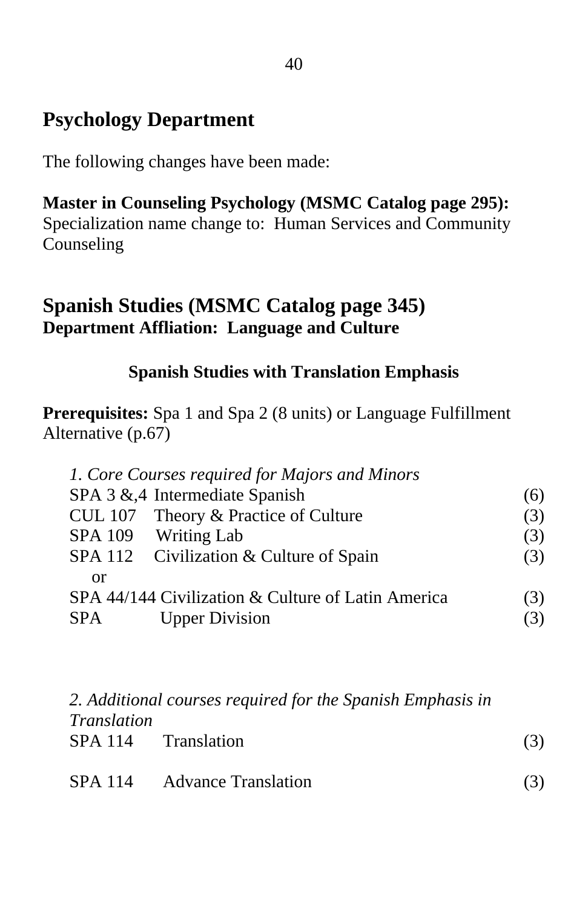## Psychology Department

The following changes have been made:

**Master in Counseling Psychology (MSMC Catalog page 295):** Specialization name change to: Human Services and Community Counseling

## Spanish Studies (MSMC Catalog page 345)

**Department Affliation: Language and Culture**

### Spanish Studies with Translation Emphasis

**Prerequisites:** Spa 1 and Spa 2 (8 units) or Language Fulfillment Alternative (p.67)

*1. Core Courses required for Majors and Minors*

| Course | Title | Units |
|---|---|---|
| SPA 3 &,4 | Intermediate Spanish | (6) |
| CUL 107 | Theory & Practice of Culture | (3) |
| SPA 109 | Writing Lab | (3) |
| SPA 112 | Civilization & Culture of Spain | (3) |
| or | | |
| SPA 44/144 | Civilization & Culture of Latin America | (3) |
| SPA | Upper Division | (3) |

*2. Additional courses required for the Spanish Emphasis in Translation*

| Course | Title | Units |
|---|---|---|
| SPA 114 | Translation | (3) |
| SPA 114 | Advance Translation | (3) |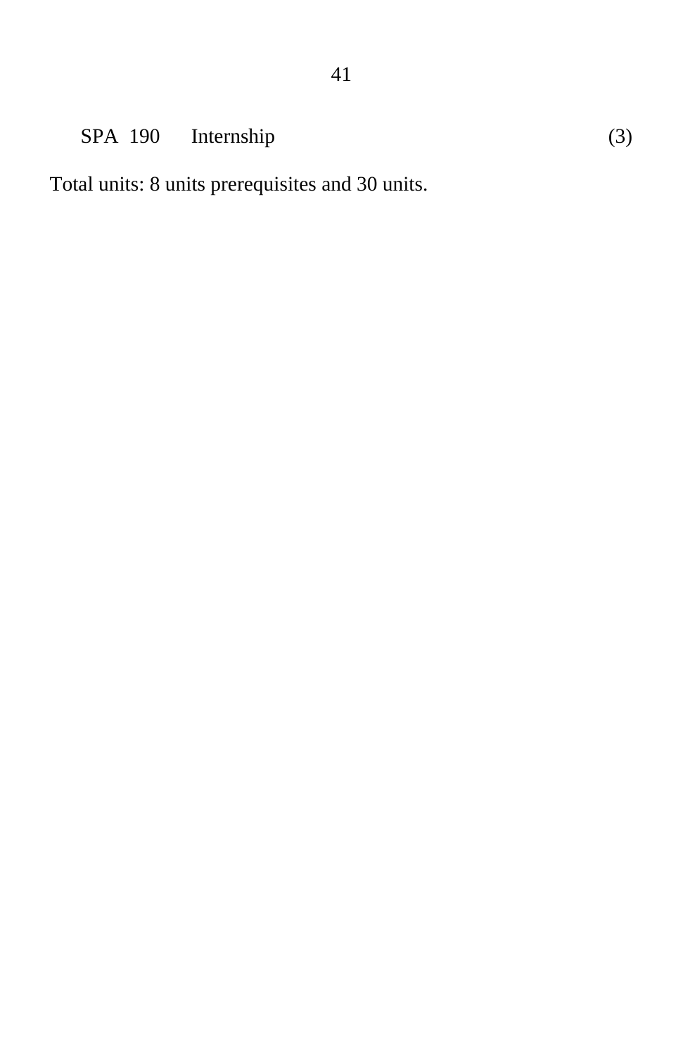SPA 190 Internship (3)

Total units: 8 units prerequisites and 30 units.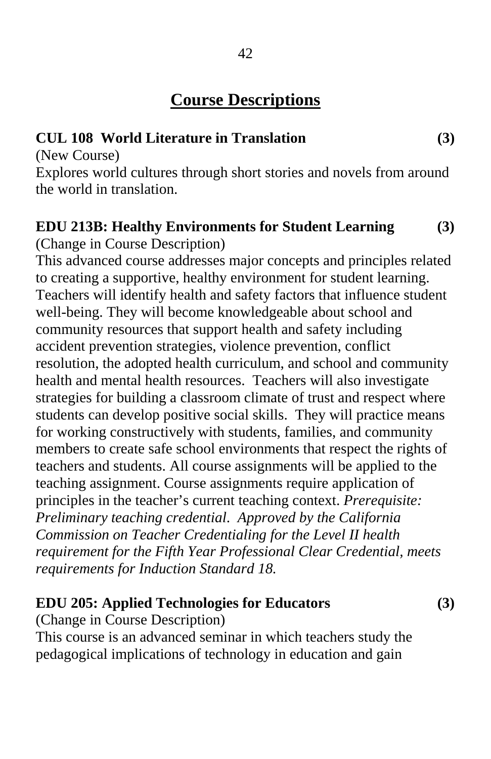# Course Descriptions

**CUL 108 World Literature in Translation (3)**

(New Course)

Explores world cultures through short stories and novels from around the world in translation.

**EDU 213B: Healthy Environments for Student Learning (3)**

(Change in Course Description)

This advanced course addresses major concepts and principles related to creating a supportive, healthy environment for student learning. Teachers will identify health and safety factors that influence student well-being. They will become knowledgeable about school and community resources that support health and safety including accident prevention strategies, violence prevention, conflict resolution, the adopted health curriculum, and school and community health and mental health resources. Teachers will also investigate strategies for building a classroom climate of trust and respect where students can develop positive social skills. They will practice means for working constructively with students, families, and community members to create safe school environments that respect the rights of teachers and students. All course assignments will be applied to the teaching assignment. Course assignments require application of principles in the teacher's current teaching context. *Prerequisite: Preliminary teaching credential. Approved by the California Commission on Teacher Credentialing for the Level II health requirement for the Fifth Year Professional Clear Credential, meets requirements for Induction Standard 18.*

**EDU 205: Applied Technologies for Educators (3)**

(Change in Course Description)

This course is an advanced seminar in which teachers study the pedagogical implications of technology in education and gain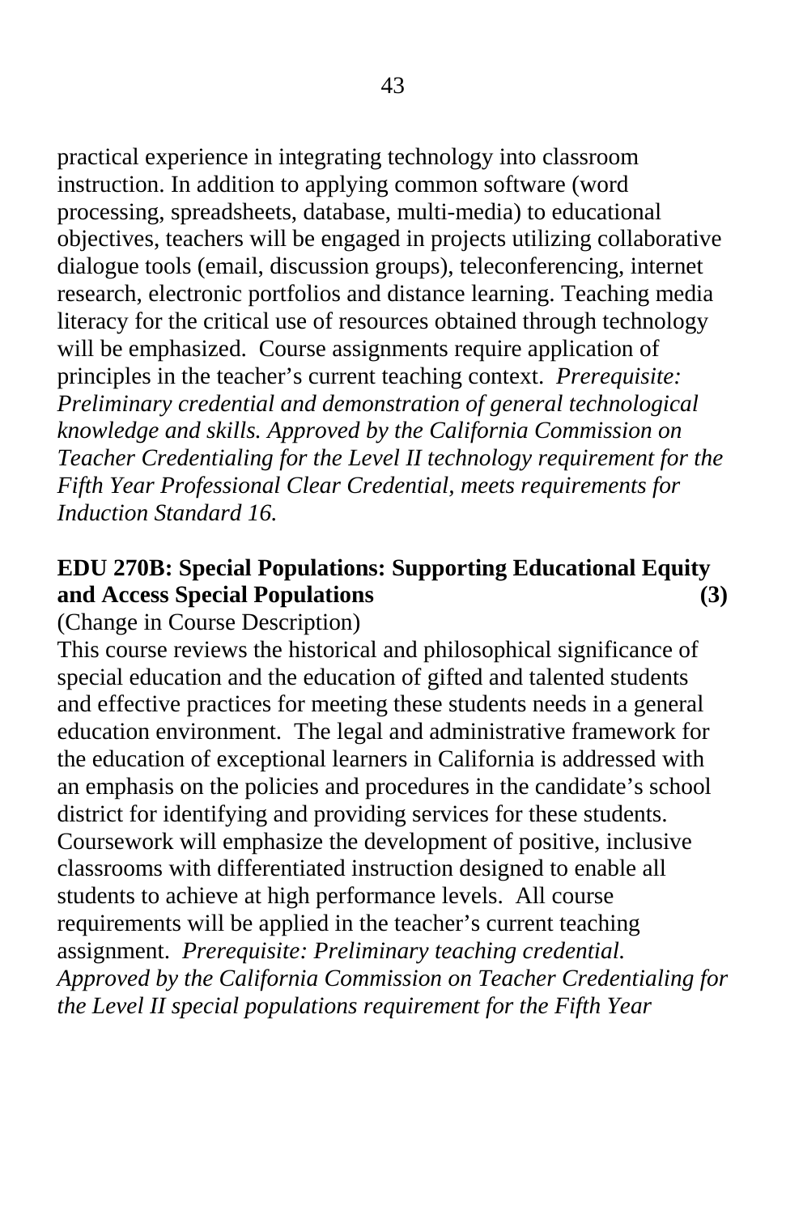practical experience in integrating technology into classroom instruction. In addition to applying common software (word processing, spreadsheets, database, multi-media) to educational objectives, teachers will be engaged in projects utilizing collaborative dialogue tools (email, discussion groups), teleconferencing, internet research, electronic portfolios and distance learning. Teaching media literacy for the critical use of resources obtained through technology will be emphasized. Course assignments require application of principles in the teacher's current teaching context. *Prerequisite: Preliminary credential and demonstration of general technological knowledge and skills. Approved by the California Commission on Teacher Credentialing for the Level II technology requirement for the Fifth Year Professional Clear Credential, meets requirements for Induction Standard 16.*

**EDU 270B: Special Populations: Supporting Educational Equity and Access Special Populations (3)**

(Change in Course Description)

This course reviews the historical and philosophical significance of special education and the education of gifted and talented students and effective practices for meeting these students needs in a general education environment. The legal and administrative framework for the education of exceptional learners in California is addressed with an emphasis on the policies and procedures in the candidate's school district for identifying and providing services for these students. Coursework will emphasize the development of positive, inclusive classrooms with differentiated instruction designed to enable all students to achieve at high performance levels. All course requirements will be applied in the teacher's current teaching assignment. *Prerequisite: Preliminary teaching credential. Approved by the California Commission on Teacher Credentialing for the Level II special populations requirement for the Fifth Year*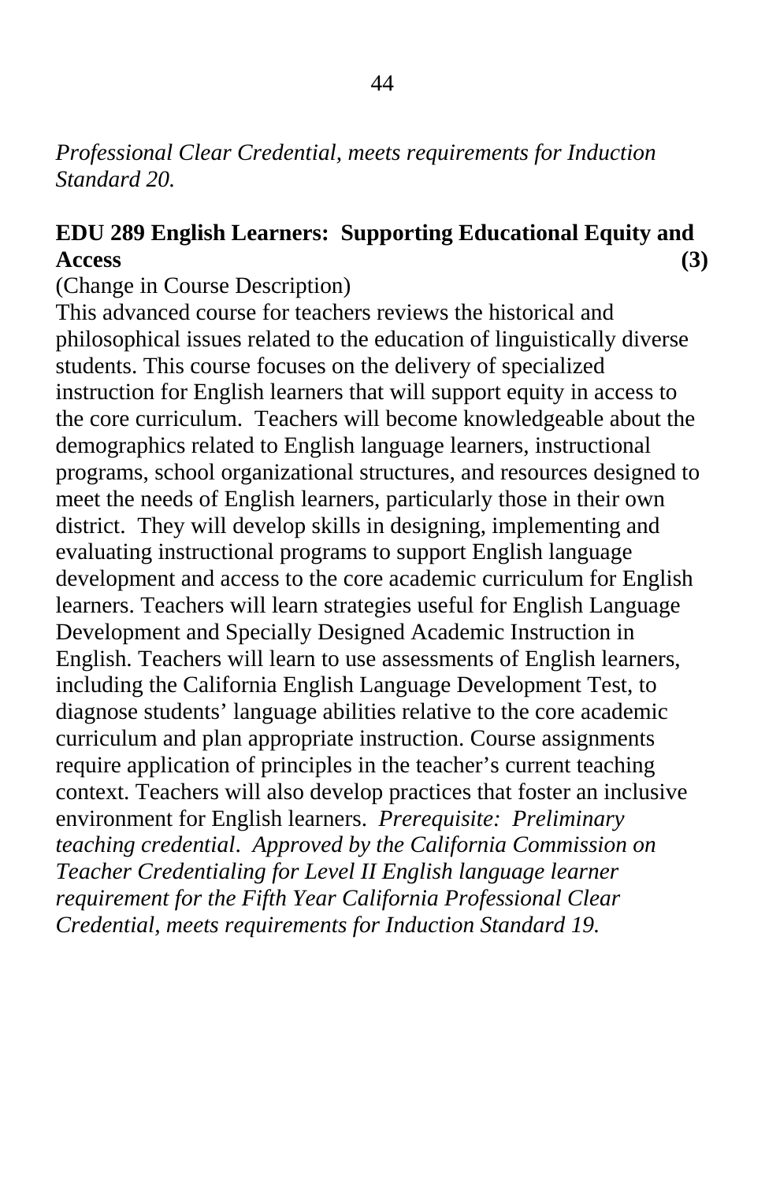*Professional Clear Credential, meets requirements for Induction Standard 20.*

**EDU 289 English Learners: Supporting Educational Equity and Access (3)**

(Change in Course Description)

This advanced course for teachers reviews the historical and philosophical issues related to the education of linguistically diverse students. This course focuses on the delivery of specialized instruction for English learners that will support equity in access to the core curriculum. Teachers will become knowledgeable about the demographics related to English language learners, instructional programs, school organizational structures, and resources designed to meet the needs of English learners, particularly those in their own district. They will develop skills in designing, implementing and evaluating instructional programs to support English language development and access to the core academic curriculum for English learners. Teachers will learn strategies useful for English Language Development and Specially Designed Academic Instruction in English. Teachers will learn to use assessments of English learners, including the California English Language Development Test, to diagnose students' language abilities relative to the core academic curriculum and plan appropriate instruction. Course assignments require application of principles in the teacher's current teaching context. Teachers will also develop practices that foster an inclusive environment for English learners. *Prerequisite: Preliminary teaching credential. Approved by the California Commission on Teacher Credentialing for Level II English language learner requirement for the Fifth Year California Professional Clear Credential, meets requirements for Induction Standard 19.*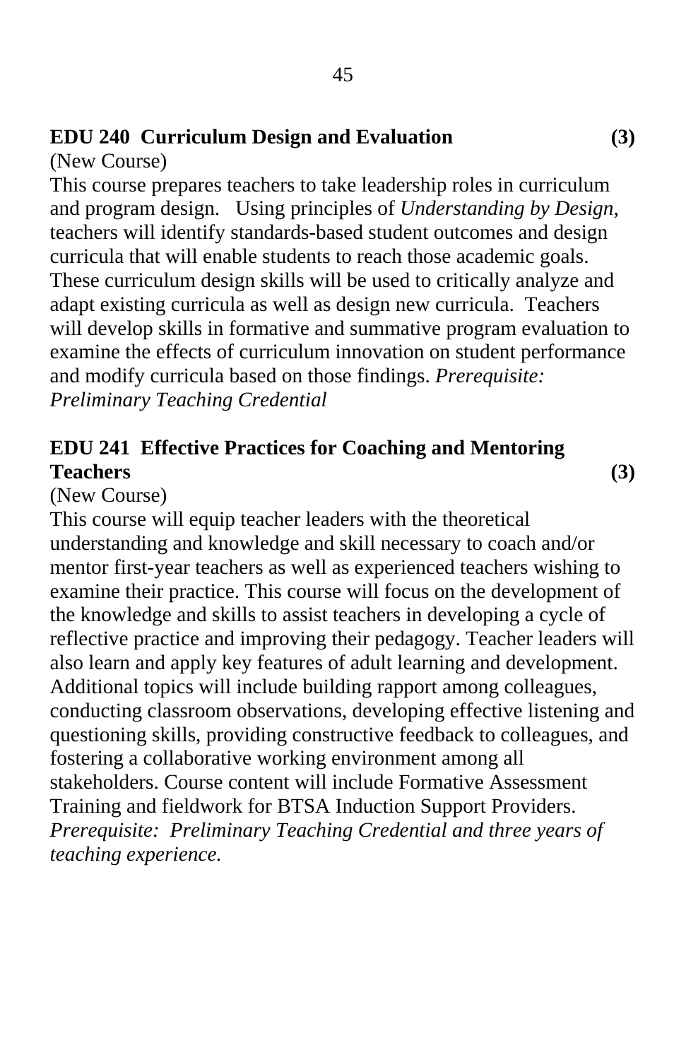**EDU 240 Curriculum Design and Evaluation (3)**

(New Course)

This course prepares teachers to take leadership roles in curriculum and program design. Using principles of *Understanding by Design,* teachers will identify standards-based student outcomes and design curricula that will enable students to reach those academic goals. These curriculum design skills will be used to critically analyze and adapt existing curricula as well as design new curricula. Teachers will develop skills in formative and summative program evaluation to examine the effects of curriculum innovation on student performance and modify curricula based on those findings. *Prerequisite: Preliminary Teaching Credential*

**EDU 241 Effective Practices for Coaching and Mentoring Teachers (3)**

(New Course)

This course will equip teacher leaders with the theoretical understanding and knowledge and skill necessary to coach and/or mentor first-year teachers as well as experienced teachers wishing to examine their practice. This course will focus on the development of the knowledge and skills to assist teachers in developing a cycle of reflective practice and improving their pedagogy. Teacher leaders will also learn and apply key features of adult learning and development. Additional topics will include building rapport among colleagues, conducting classroom observations, developing effective listening and questioning skills, providing constructive feedback to colleagues, and fostering a collaborative working environment among all stakeholders. Course content will include Formative Assessment Training and fieldwork for BTSA Induction Support Providers. *Prerequisite: Preliminary Teaching Credential and three years of teaching experience.*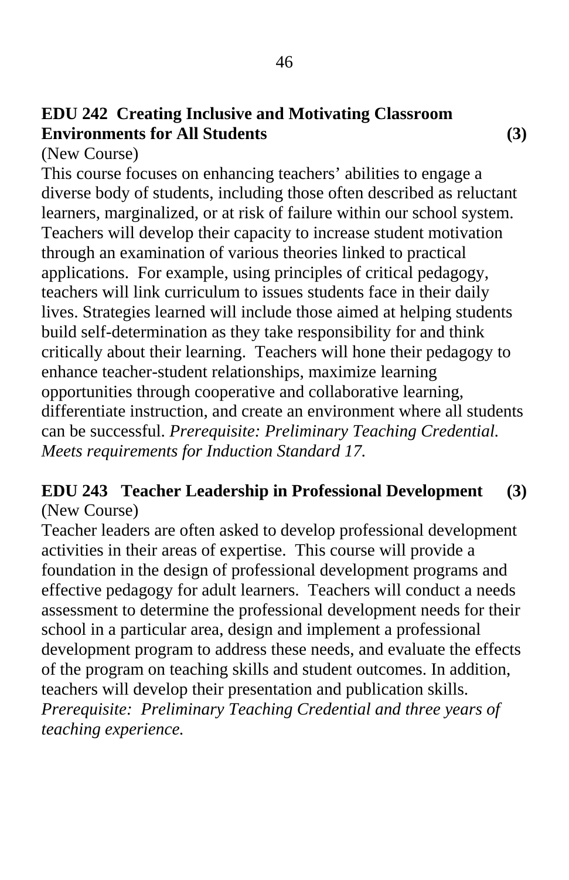**EDU 242 Creating Inclusive and Motivating Classroom Environments for All Students (3)**

(New Course)

This course focuses on enhancing teachers' abilities to engage a diverse body of students, including those often described as reluctant learners, marginalized, or at risk of failure within our school system. Teachers will develop their capacity to increase student motivation through an examination of various theories linked to practical applications. For example, using principles of critical pedagogy, teachers will link curriculum to issues students face in their daily lives. Strategies learned will include those aimed at helping students build self-determination as they take responsibility for and think critically about their learning. Teachers will hone their pedagogy to enhance teacher-student relationships, maximize learning opportunities through cooperative and collaborative learning, differentiate instruction, and create an environment where all students can be successful. *Prerequisite: Preliminary Teaching Credential. Meets requirements for Induction Standard 17.*

**EDU 243 Teacher Leadership in Professional Development (3)**

(New Course)

Teacher leaders are often asked to develop professional development activities in their areas of expertise. This course will provide a foundation in the design of professional development programs and effective pedagogy for adult learners. Teachers will conduct a needs assessment to determine the professional development needs for their school in a particular area, design and implement a professional development program to address these needs, and evaluate the effects of the program on teaching skills and student outcomes. In addition, teachers will develop their presentation and publication skills. *Prerequisite: Preliminary Teaching Credential and three years of teaching experience.*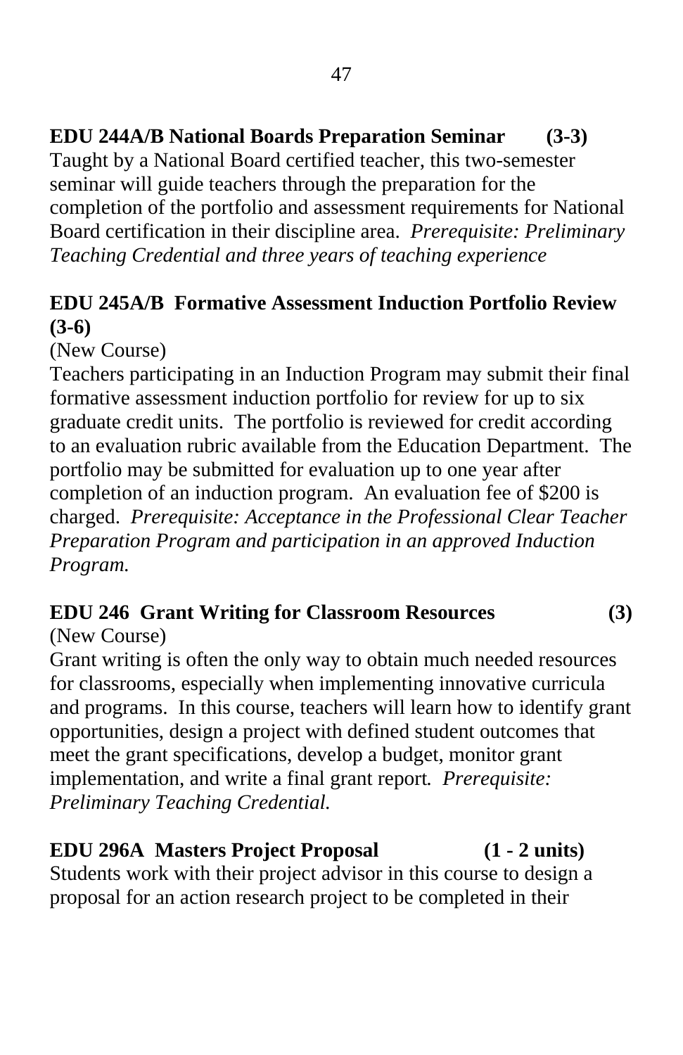**EDU 244A/B National Boards Preparation Seminar (3-3)**
Taught by a National Board certified teacher, this two-semester seminar will guide teachers through the preparation for the completion of the portfolio and assessment requirements for National Board certification in their discipline area. *Prerequisite: Preliminary Teaching Credential and three years of teaching experience*

**EDU 245A/B Formative Assessment Induction Portfolio Review (3-6)**
(New Course)
Teachers participating in an Induction Program may submit their final formative assessment induction portfolio for review for up to six graduate credit units. The portfolio is reviewed for credit according to an evaluation rubric available from the Education Department. The portfolio may be submitted for evaluation up to one year after completion of an induction program. An evaluation fee of $200 is charged. *Prerequisite: Acceptance in the Professional Clear Teacher Preparation Program and participation in an approved Induction Program.*

**EDU 246 Grant Writing for Classroom Resources (3)**
(New Course)
Grant writing is often the only way to obtain much needed resources for classrooms, especially when implementing innovative curricula and programs. In this course, teachers will learn how to identify grant opportunities, design a project with defined student outcomes that meet the grant specifications, develop a budget, monitor grant implementation, and write a final grant report. *Prerequisite: Preliminary Teaching Credential.*

**EDU 296A Masters Project Proposal (1 - 2 units)**
Students work with their project advisor in this course to design a proposal for an action research project to be completed in their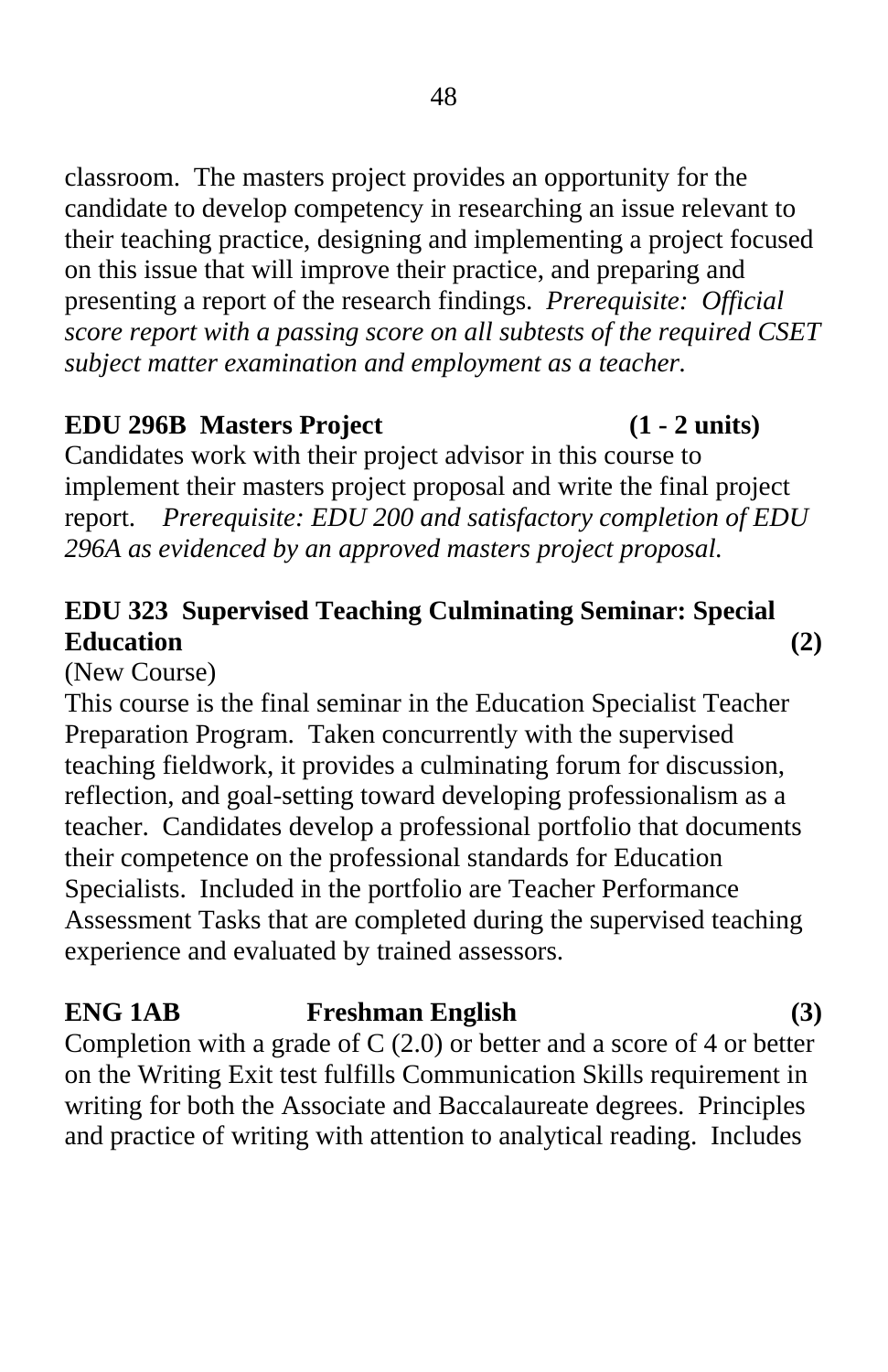classroom. The masters project provides an opportunity for the candidate to develop competency in researching an issue relevant to their teaching practice, designing and implementing a project focused on this issue that will improve their practice, and preparing and presenting a report of the research findings. *Prerequisite: Official score report with a passing score on all subtests of the required CSET subject matter examination and employment as a teacher.*

**EDU 296B Masters Project (1 - 2 units)**

Candidates work with their project advisor in this course to implement their masters project proposal and write the final project report. *Prerequisite: EDU 200 and satisfactory completion of EDU 296A as evidenced by an approved masters project proposal.*

**EDU 323 Supervised Teaching Culminating Seminar: Special Education (2)**

(New Course)

This course is the final seminar in the Education Specialist Teacher Preparation Program. Taken concurrently with the supervised teaching fieldwork, it provides a culminating forum for discussion, reflection, and goal-setting toward developing professionalism as a teacher. Candidates develop a professional portfolio that documents their competence on the professional standards for Education Specialists. Included in the portfolio are Teacher Performance Assessment Tasks that are completed during the supervised teaching experience and evaluated by trained assessors.

**ENG 1AB Freshman English (3)**

Completion with a grade of C (2.0) or better and a score of 4 or better on the Writing Exit test fulfills Communication Skills requirement in writing for both the Associate and Baccalaureate degrees. Principles and practice of writing with attention to analytical reading. Includes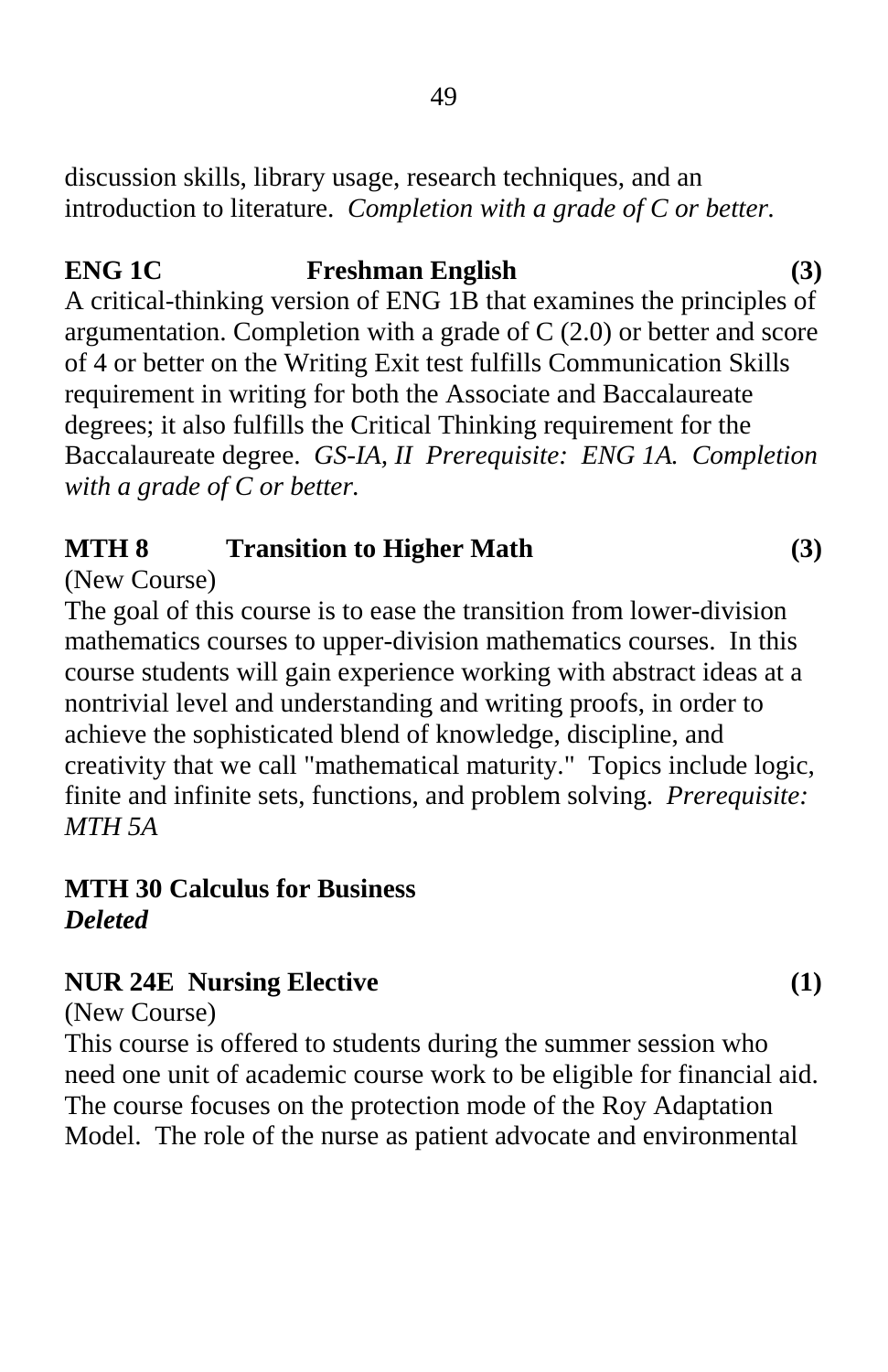discussion skills, library usage, research techniques, and an introduction to literature. *Completion with a grade of C or better.*

**ENG 1C Freshman English (3)**

A critical-thinking version of ENG 1B that examines the principles of argumentation. Completion with a grade of C (2.0) or better and score of 4 or better on the Writing Exit test fulfills Communication Skills requirement in writing for both the Associate and Baccalaureate degrees; it also fulfills the Critical Thinking requirement for the Baccalaureate degree. *GS-IA, II Prerequisite: ENG 1A. Completion with a grade of C or better.*

**MTH 8 Transition to Higher Math (3)**

(New Course)

The goal of this course is to ease the transition from lower-division mathematics courses to upper-division mathematics courses. In this course students will gain experience working with abstract ideas at a nontrivial level and understanding and writing proofs, in order to achieve the sophisticated blend of knowledge, discipline, and creativity that we call "mathematical maturity." Topics include logic, finite and infinite sets, functions, and problem solving. *Prerequisite: MTH 5A*

**MTH 30 Calculus for Business**

***Deleted***

**NUR 24E Nursing Elective (1)**

(New Course)

This course is offered to students during the summer session who need one unit of academic course work to be eligible for financial aid. The course focuses on the protection mode of the Roy Adaptation Model. The role of the nurse as patient advocate and environmental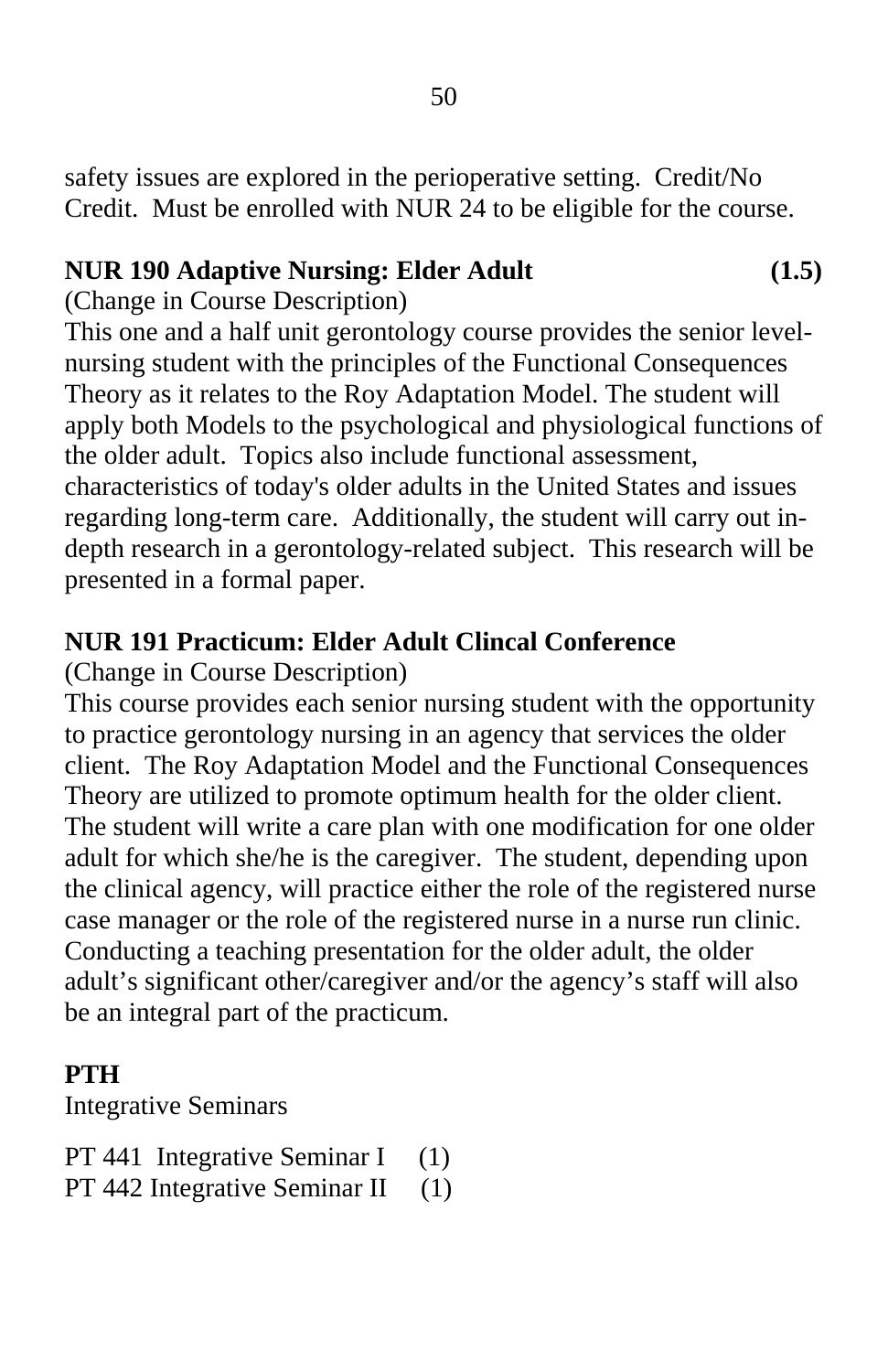safety issues are explored in the perioperative setting. Credit/No Credit. Must be enrolled with NUR 24 to be eligible for the course.

**NUR 190 Adaptive Nursing: Elder Adult (1.5)**

(Change in Course Description)

This one and a half unit gerontology course provides the senior level-nursing student with the principles of the Functional Consequences Theory as it relates to the Roy Adaptation Model. The student will apply both Models to the psychological and physiological functions of the older adult. Topics also include functional assessment, characteristics of today's older adults in the United States and issues regarding long-term care. Additionally, the student will carry out in-depth research in a gerontology-related subject. This research will be presented in a formal paper.

**NUR 191 Practicum: Elder Adult Clincal Conference**

(Change in Course Description)

This course provides each senior nursing student with the opportunity to practice gerontology nursing in an agency that services the older client. The Roy Adaptation Model and the Functional Consequences Theory are utilized to promote optimum health for the older client. The student will write a care plan with one modification for one older adult for which she/he is the caregiver. The student, depending upon the clinical agency, will practice either the role of the registered nurse case manager or the role of the registered nurse in a nurse run clinic. Conducting a teaching presentation for the older adult, the older adult's significant other/caregiver and/or the agency's staff will also be an integral part of the practicum.

**PTH**

Integrative Seminars

PT 441 Integrative Seminar I (1)
PT 442 Integrative Seminar II (1)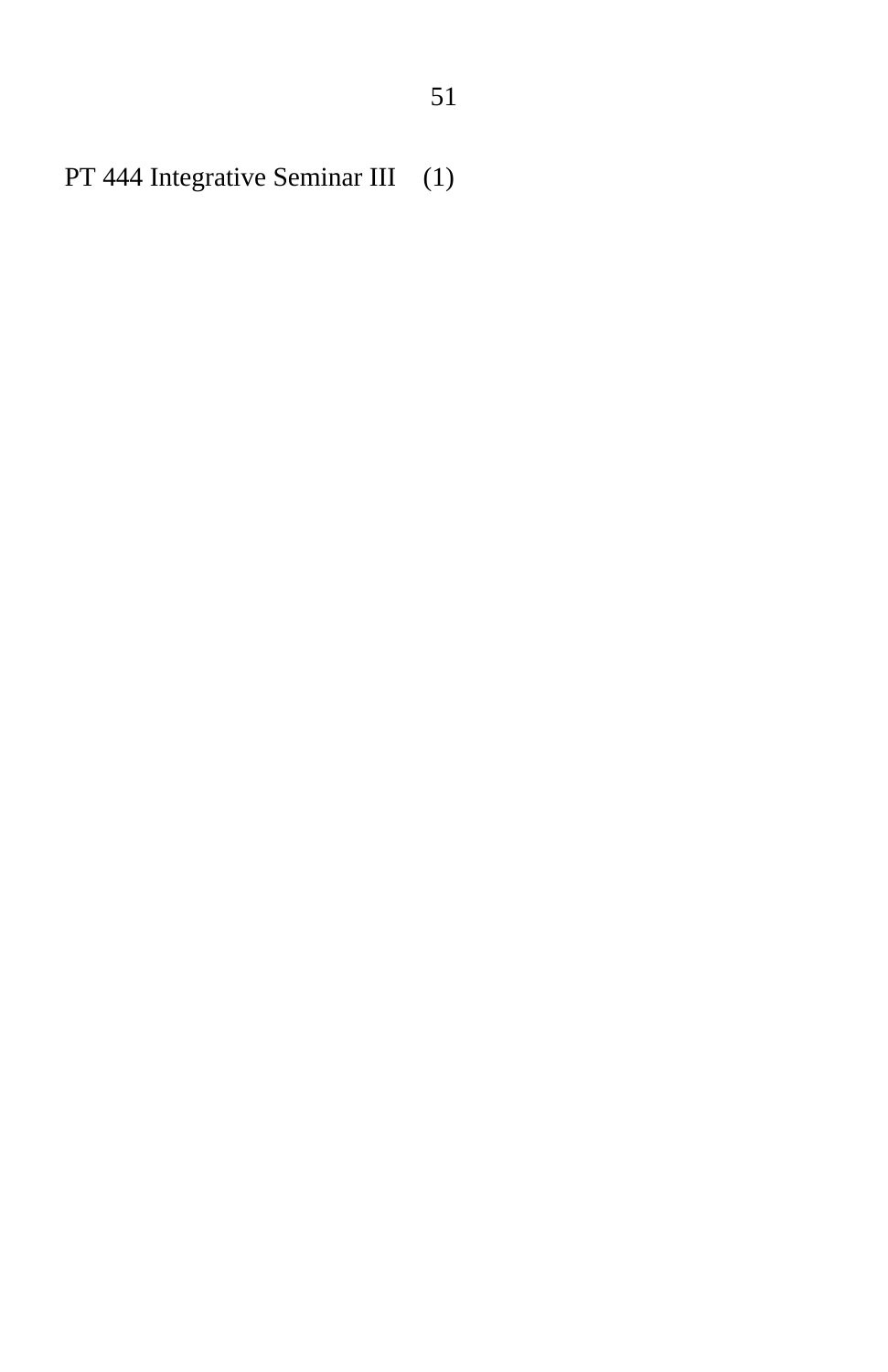PT 444 Integrative Seminar III (1)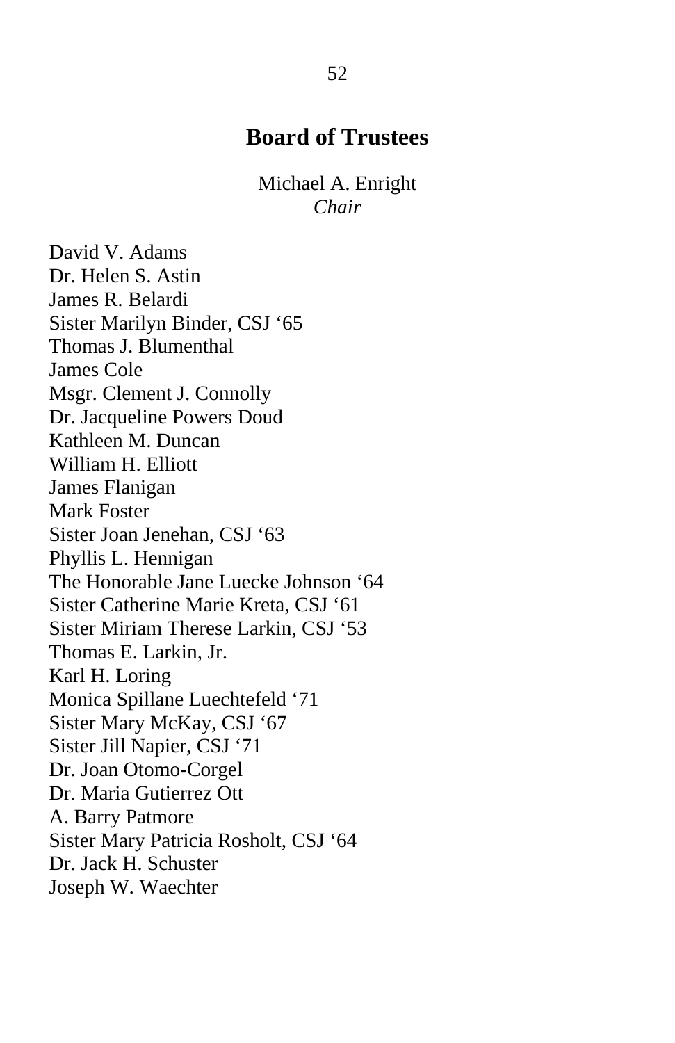## Board of Trustees

Michael A. Enright
*Chair*

David V. Adams
Dr. Helen S. Astin
James R. Belardi
Sister Marilyn Binder, CSJ '65
Thomas J. Blumenthal
James Cole
Msgr. Clement J. Connolly
Dr. Jacqueline Powers Doud
Kathleen M. Duncan
William H. Elliott
James Flanigan
Mark Foster
Sister Joan Jenehan, CSJ '63
Phyllis L. Hennigan
The Honorable Jane Luecke Johnson '64
Sister Catherine Marie Kreta, CSJ '61
Sister Miriam Therese Larkin, CSJ '53
Thomas E. Larkin, Jr.
Karl H. Loring
Monica Spillane Luechtefeld '71
Sister Mary McKay, CSJ '67
Sister Jill Napier, CSJ '71
Dr. Joan Otomo-Corgel
Dr. Maria Gutierrez Ott
A. Barry Patmore
Sister Mary Patricia Rosholt, CSJ '64
Dr. Jack H. Schuster
Joseph W. Waechter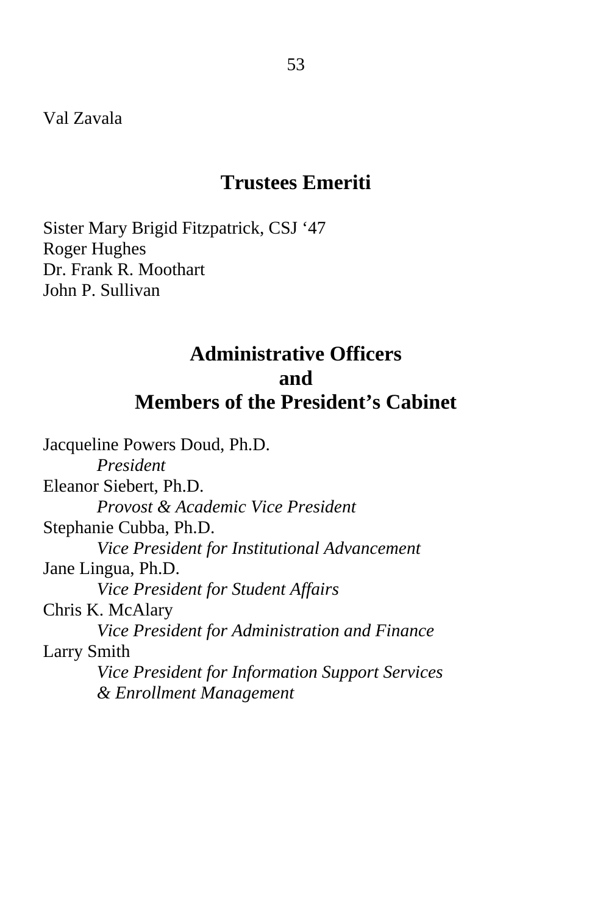Val Zavala

## Trustees Emeriti

Sister Mary Brigid Fitzpatrick, CSJ '47
Roger Hughes
Dr. Frank R. Moothart
John P. Sullivan

## Administrative Officers and Members of the President's Cabinet

Jacqueline Powers Doud, Ph.D.
*President*

Eleanor Siebert, Ph.D.
*Provost & Academic Vice President*

Stephanie Cubba, Ph.D.
*Vice President for Institutional Advancement*

Jane Lingua, Ph.D.
*Vice President for Student Affairs*

Chris K. McAlary
*Vice President for Administration and Finance*

Larry Smith
*Vice President for Information Support Services & Enrollment Management*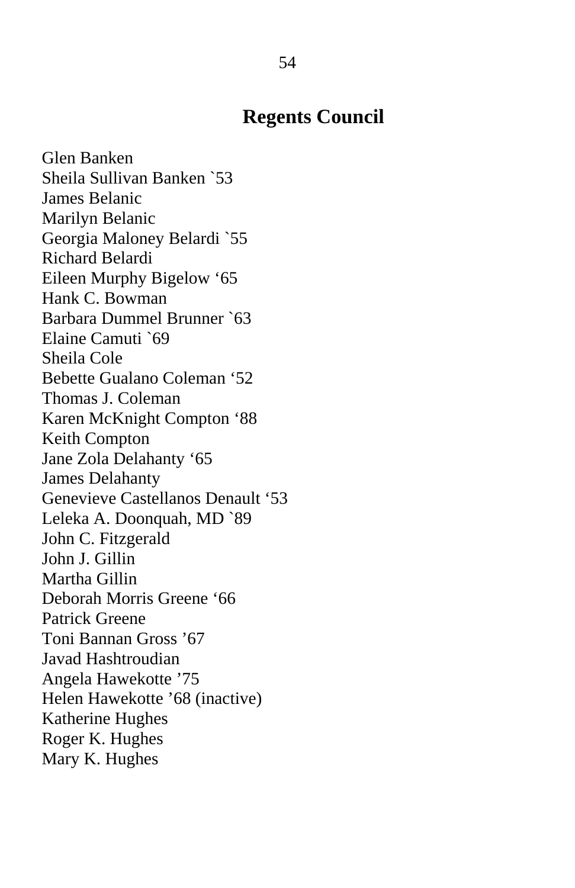## Regents Council

Glen Banken
Sheila Sullivan Banken `53
James Belanic
Marilyn Belanic
Georgia Maloney Belardi `55
Richard Belardi
Eileen Murphy Bigelow ‘65
Hank C. Bowman
Barbara Dummel Brunner `63
Elaine Camuti `69
Sheila Cole
Bebette Gualano Coleman ‘52
Thomas J. Coleman
Karen McKnight Compton ‘88
Keith Compton
Jane Zola Delahanty ‘65
James Delahanty
Genevieve Castellanos Denault ‘53
Leleka A. Doonquah, MD `89
John C. Fitzgerald
John J. Gillin
Martha Gillin
Deborah Morris Greene ‘66
Patrick Greene
Toni Bannan Gross ’67
Javad Hashtroudian
Angela Hawekotte ’75
Helen Hawekotte ’68 (inactive)
Katherine Hughes
Roger K. Hughes
Mary K. Hughes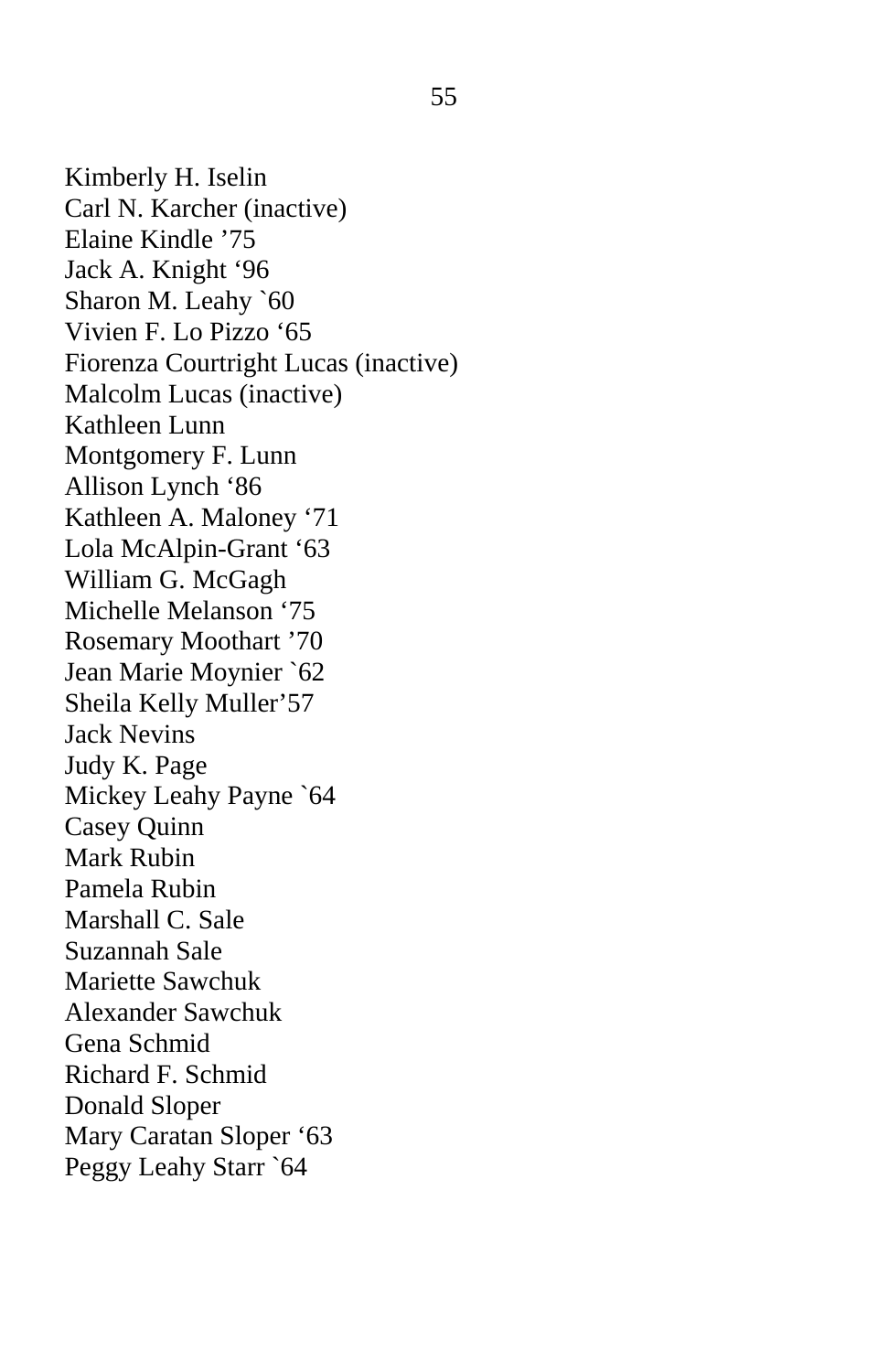Kimberly H. Iselin
Carl N. Karcher (inactive)
Elaine Kindle ’75
Jack A. Knight ‘96
Sharon M. Leahy `60
Vivien F. Lo Pizzo ‘65
Fiorenza Courtright Lucas (inactive)
Malcolm Lucas (inactive)
Kathleen Lunn
Montgomery F. Lunn
Allison Lynch ‘86
Kathleen A. Maloney ‘71
Lola McAlpin-Grant ‘63
William G. McGagh
Michelle Melanson ‘75
Rosemary Moothart ’70
Jean Marie Moynier `62
Sheila Kelly Muller’57
Jack Nevins
Judy K. Page
Mickey Leahy Payne `64
Casey Quinn
Mark Rubin
Pamela Rubin
Marshall C. Sale
Suzannah Sale
Mariette Sawchuk
Alexander Sawchuk
Gena Schmid
Richard F. Schmid
Donald Sloper
Mary Caratan Sloper ‘63
Peggy Leahy Starr `64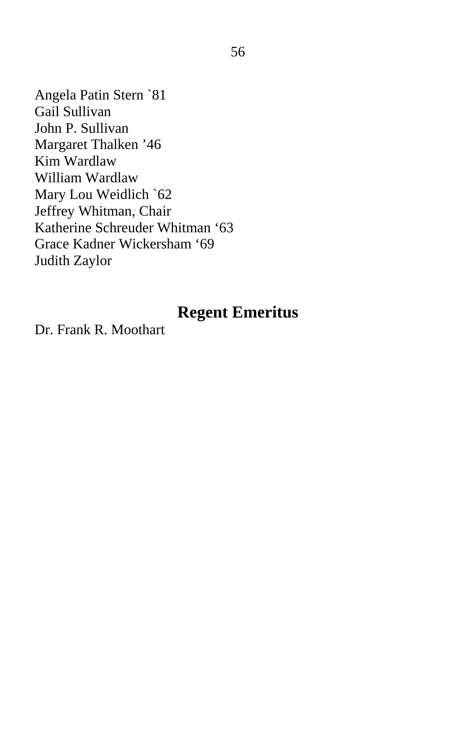Angela Patin Stern `81
Gail Sullivan
John P. Sullivan
Margaret Thalken ’46
Kim Wardlaw
William Wardlaw
Mary Lou Weidlich `62
Jeffrey Whitman, Chair
Katherine Schreuder Whitman ‘63
Grace Kadner Wickersham ‘69
Judith Zaylor

## Regent Emeritus

Dr. Frank R. Moothart